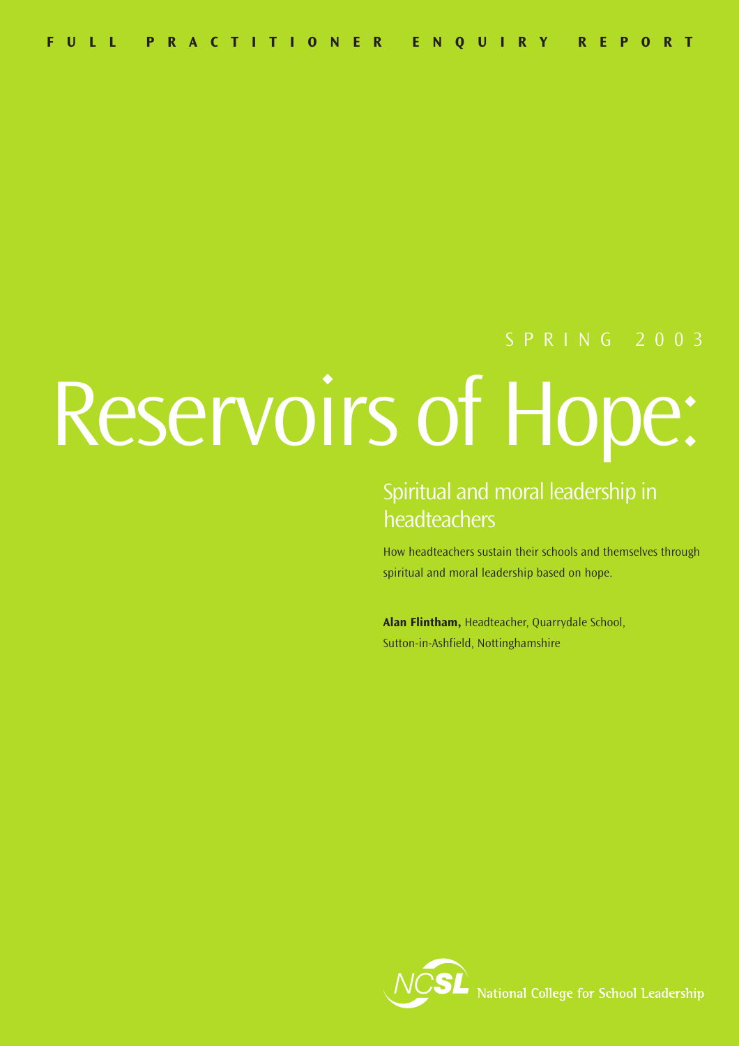**FULL PRACTITIONER ENQUIRY REPORT**

SPRING 2003

# Reservoirs of Hope:

## Spiritual and moral leadership in headteachers

How headteachers sustain their schools and themselves through spiritual and moral leadership based on hope.

**Alan Flintham,** Headteacher, Quarrydale School, Sutton-in-Ashfield, Nottinghamshire

NCSL National College for School Leadership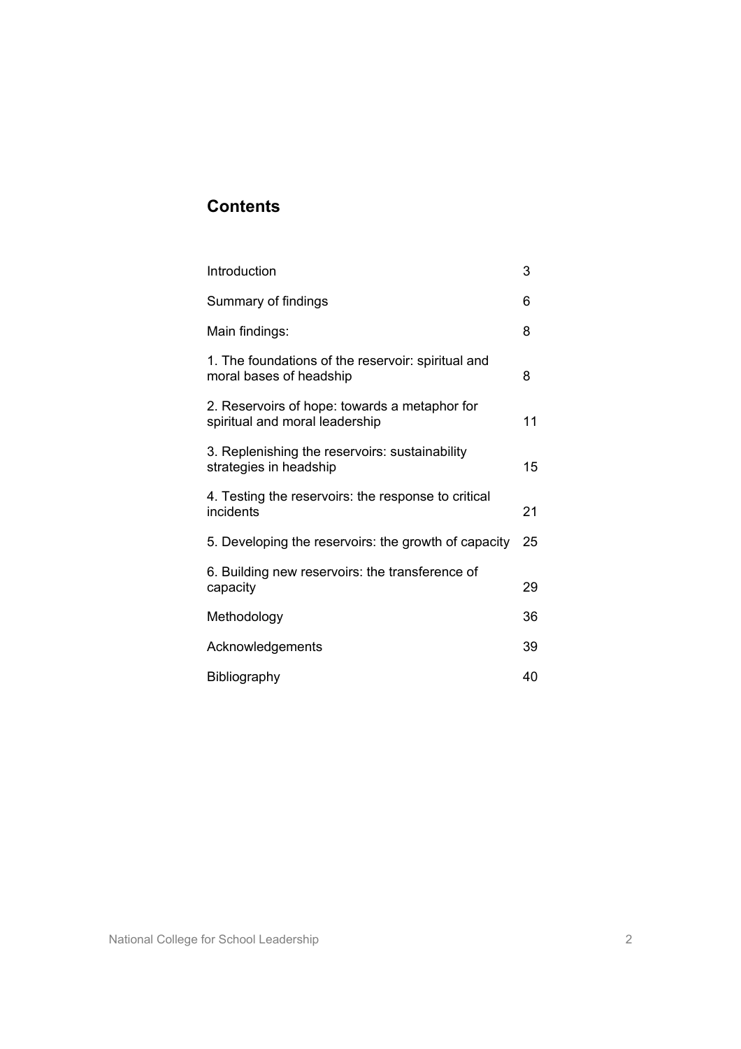## Contents

| | |
|---|---|
| Introduction | 3 |
| Summary of findings | 6 |
| Main findings: | 8 |
| 1. The foundations of the reservoir: spiritual and moral bases of headship | 8 |
| 2. Reservoirs of hope: towards a metaphor for spiritual and moral leadership | 11 |
| 3. Replenishing the reservoirs: sustainability strategies in headship | 15 |
| 4. Testing the reservoirs: the response to critical incidents | 21 |
| 5. Developing the reservoirs: the growth of capacity | 25 |
| 6. Building new reservoirs: the transference of capacity | 29 |
| Methodology | 36 |
| Acknowledgements | 39 |
| Bibliography | 40 |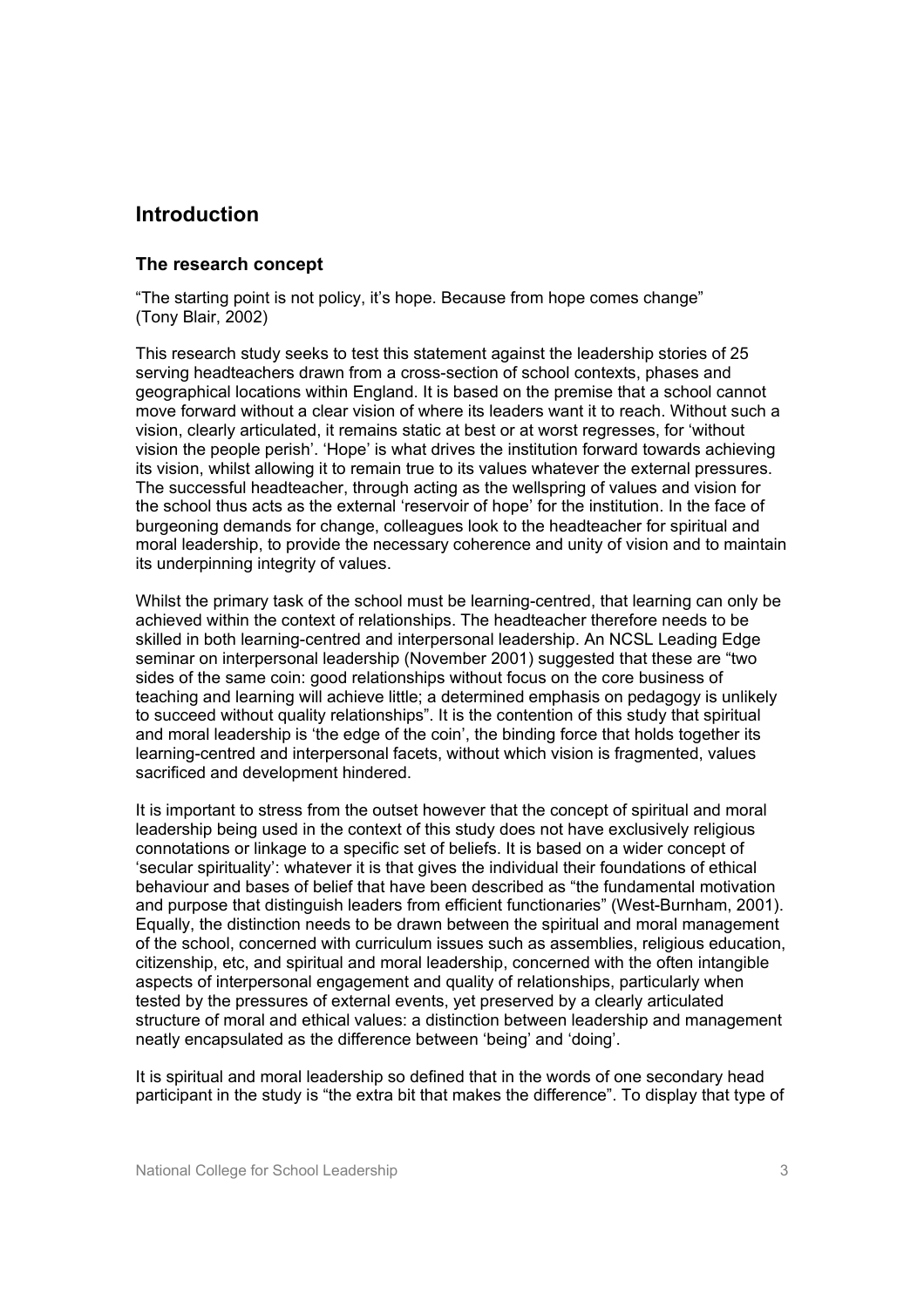## Introduction

### The research concept

"The starting point is not policy, it's hope. Because from hope comes change" (Tony Blair, 2002)

This research study seeks to test this statement against the leadership stories of 25 serving headteachers drawn from a cross-section of school contexts, phases and geographical locations within England. It is based on the premise that a school cannot move forward without a clear vision of where its leaders want it to reach. Without such a vision, clearly articulated, it remains static at best or at worst regresses, for 'without vision the people perish'. 'Hope' is what drives the institution forward towards achieving its vision, whilst allowing it to remain true to its values whatever the external pressures. The successful headteacher, through acting as the wellspring of values and vision for the school thus acts as the external 'reservoir of hope' for the institution. In the face of burgeoning demands for change, colleagues look to the headteacher for spiritual and moral leadership, to provide the necessary coherence and unity of vision and to maintain its underpinning integrity of values.

Whilst the primary task of the school must be learning-centred, that learning can only be achieved within the context of relationships. The headteacher therefore needs to be skilled in both learning-centred and interpersonal leadership. An NCSL Leading Edge seminar on interpersonal leadership (November 2001) suggested that these are "two sides of the same coin: good relationships without focus on the core business of teaching and learning will achieve little; a determined emphasis on pedagogy is unlikely to succeed without quality relationships". It is the contention of this study that spiritual and moral leadership is 'the edge of the coin', the binding force that holds together its learning-centred and interpersonal facets, without which vision is fragmented, values sacrificed and development hindered.

It is important to stress from the outset however that the concept of spiritual and moral leadership being used in the context of this study does not have exclusively religious connotations or linkage to a specific set of beliefs. It is based on a wider concept of 'secular spirituality': whatever it is that gives the individual their foundations of ethical behaviour and bases of belief that have been described as "the fundamental motivation and purpose that distinguish leaders from efficient functionaries" (West-Burnham, 2001). Equally, the distinction needs to be drawn between the spiritual and moral management of the school, concerned with curriculum issues such as assemblies, religious education, citizenship, etc, and spiritual and moral leadership, concerned with the often intangible aspects of interpersonal engagement and quality of relationships, particularly when tested by the pressures of external events, yet preserved by a clearly articulated structure of moral and ethical values: a distinction between leadership and management neatly encapsulated as the difference between 'being' and 'doing'.

It is spiritual and moral leadership so defined that in the words of one secondary head participant in the study is "the extra bit that makes the difference". To display that type of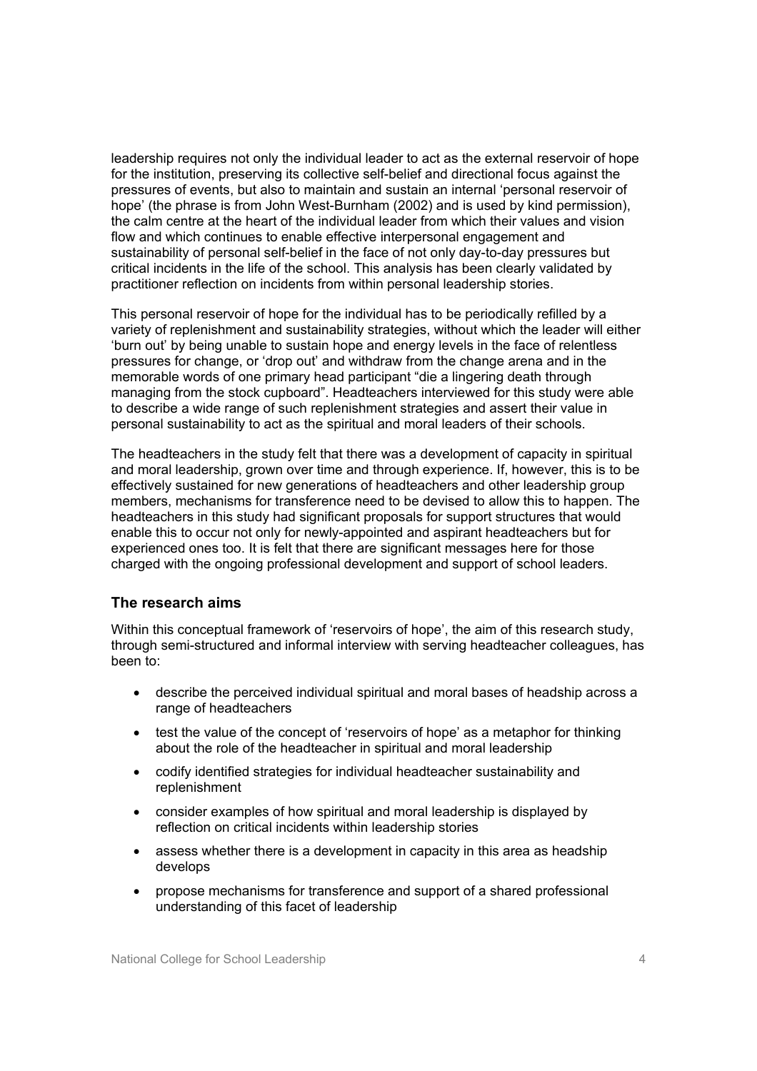leadership requires not only the individual leader to act as the external reservoir of hope for the institution, preserving its collective self-belief and directional focus against the pressures of events, but also to maintain and sustain an internal 'personal reservoir of hope' (the phrase is from John West-Burnham (2002) and is used by kind permission), the calm centre at the heart of the individual leader from which their values and vision flow and which continues to enable effective interpersonal engagement and sustainability of personal self-belief in the face of not only day-to-day pressures but critical incidents in the life of the school. This analysis has been clearly validated by practitioner reflection on incidents from within personal leadership stories.

This personal reservoir of hope for the individual has to be periodically refilled by a variety of replenishment and sustainability strategies, without which the leader will either 'burn out' by being unable to sustain hope and energy levels in the face of relentless pressures for change, or 'drop out' and withdraw from the change arena and in the memorable words of one primary head participant "die a lingering death through managing from the stock cupboard". Headteachers interviewed for this study were able to describe a wide range of such replenishment strategies and assert their value in personal sustainability to act as the spiritual and moral leaders of their schools.

The headteachers in the study felt that there was a development of capacity in spiritual and moral leadership, grown over time and through experience. If, however, this is to be effectively sustained for new generations of headteachers and other leadership group members, mechanisms for transference need to be devised to allow this to happen. The headteachers in this study had significant proposals for support structures that would enable this to occur not only for newly-appointed and aspirant headteachers but for experienced ones too. It is felt that there are significant messages here for those charged with the ongoing professional development and support of school leaders.

### The research aims

Within this conceptual framework of 'reservoirs of hope', the aim of this research study, through semi-structured and informal interview with serving headteacher colleagues, has been to:

- describe the perceived individual spiritual and moral bases of headship across a range of headteachers
- test the value of the concept of 'reservoirs of hope' as a metaphor for thinking about the role of the headteacher in spiritual and moral leadership
- codify identified strategies for individual headteacher sustainability and replenishment
- consider examples of how spiritual and moral leadership is displayed by reflection on critical incidents within leadership stories
- assess whether there is a development in capacity in this area as headship develops
- propose mechanisms for transference and support of a shared professional understanding of this facet of leadership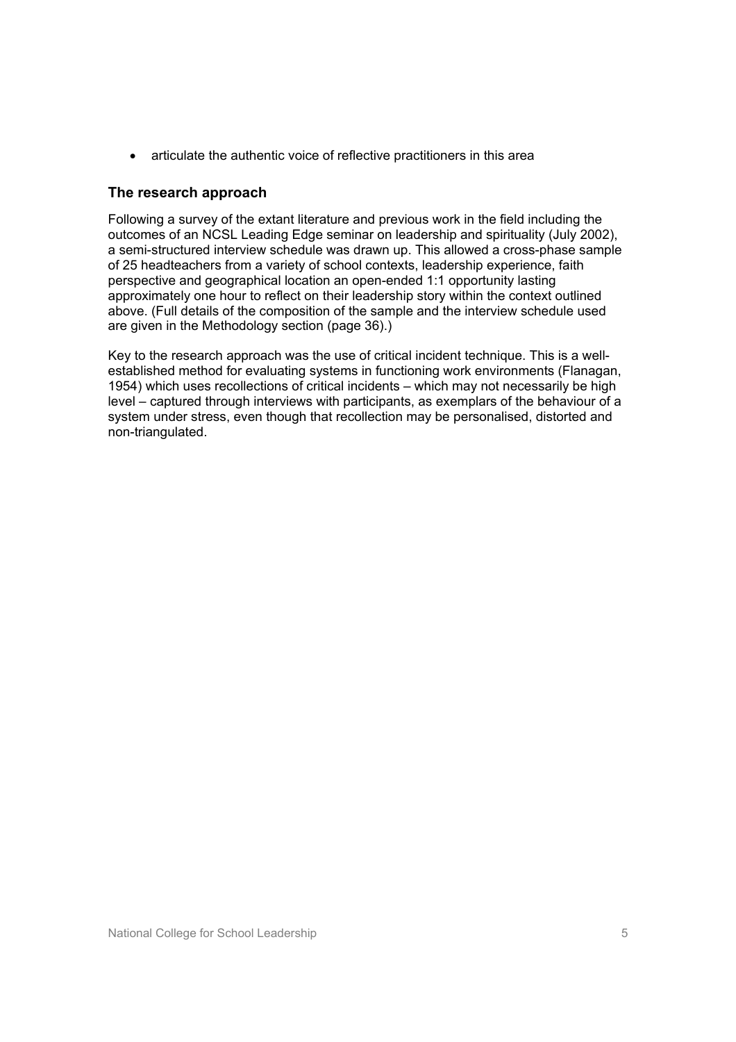- articulate the authentic voice of reflective practitioners in this area

## The research approach

Following a survey of the extant literature and previous work in the field including the outcomes of an NCSL Leading Edge seminar on leadership and spirituality (July 2002), a semi-structured interview schedule was drawn up. This allowed a cross-phase sample of 25 headteachers from a variety of school contexts, leadership experience, faith perspective and geographical location an open-ended 1:1 opportunity lasting approximately one hour to reflect on their leadership story within the context outlined above. (Full details of the composition of the sample and the interview schedule used are given in the Methodology section (page 36).)

Key to the research approach was the use of critical incident technique. This is a well-established method for evaluating systems in functioning work environments (Flanagan, 1954) which uses recollections of critical incidents – which may not necessarily be high level – captured through interviews with participants, as exemplars of the behaviour of a system under stress, even though that recollection may be personalised, distorted and non-triangulated.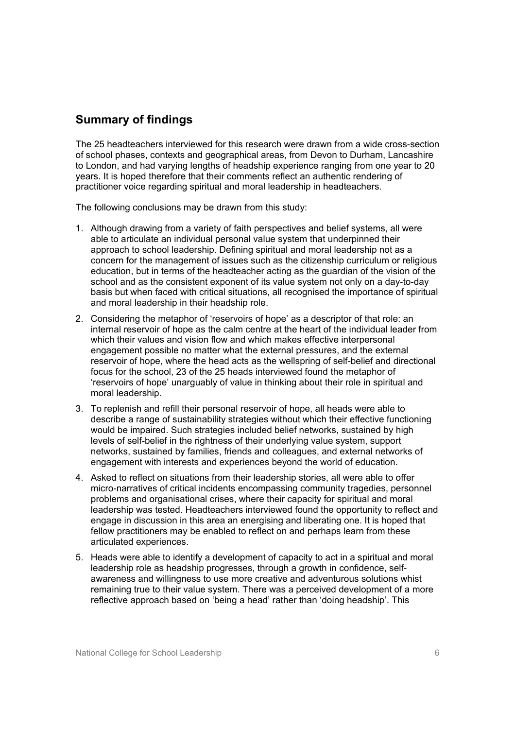## Summary of findings

The 25 headteachers interviewed for this research were drawn from a wide cross-section of school phases, contexts and geographical areas, from Devon to Durham, Lancashire to London, and had varying lengths of headship experience ranging from one year to 20 years. It is hoped therefore that their comments reflect an authentic rendering of practitioner voice regarding spiritual and moral leadership in headteachers.

The following conclusions may be drawn from this study:

1. Although drawing from a variety of faith perspectives and belief systems, all were able to articulate an individual personal value system that underpinned their approach to school leadership. Defining spiritual and moral leadership not as a concern for the management of issues such as the citizenship curriculum or religious education, but in terms of the headteacher acting as the guardian of the vision of the school and as the consistent exponent of its value system not only on a day-to-day basis but when faced with critical situations, all recognised the importance of spiritual and moral leadership in their headship role.
2. Considering the metaphor of 'reservoirs of hope' as a descriptor of that role: an internal reservoir of hope as the calm centre at the heart of the individual leader from which their values and vision flow and which makes effective interpersonal engagement possible no matter what the external pressures, and the external reservoir of hope, where the head acts as the wellspring of self-belief and directional focus for the school, 23 of the 25 heads interviewed found the metaphor of 'reservoirs of hope' unarguably of value in thinking about their role in spiritual and moral leadership.
3. To replenish and refill their personal reservoir of hope, all heads were able to describe a range of sustainability strategies without which their effective functioning would be impaired. Such strategies included belief networks, sustained by high levels of self-belief in the rightness of their underlying value system, support networks, sustained by families, friends and colleagues, and external networks of engagement with interests and experiences beyond the world of education.
4. Asked to reflect on situations from their leadership stories, all were able to offer micro-narratives of critical incidents encompassing community tragedies, personnel problems and organisational crises, where their capacity for spiritual and moral leadership was tested. Headteachers interviewed found the opportunity to reflect and engage in discussion in this area an energising and liberating one. It is hoped that fellow practitioners may be enabled to reflect on and perhaps learn from these articulated experiences.
5. Heads were able to identify a development of capacity to act in a spiritual and moral leadership role as headship progresses, through a growth in confidence, self-awareness and willingness to use more creative and adventurous solutions whist remaining true to their value system. There was a perceived development of a more reflective approach based on 'being a head' rather than 'doing headship'. This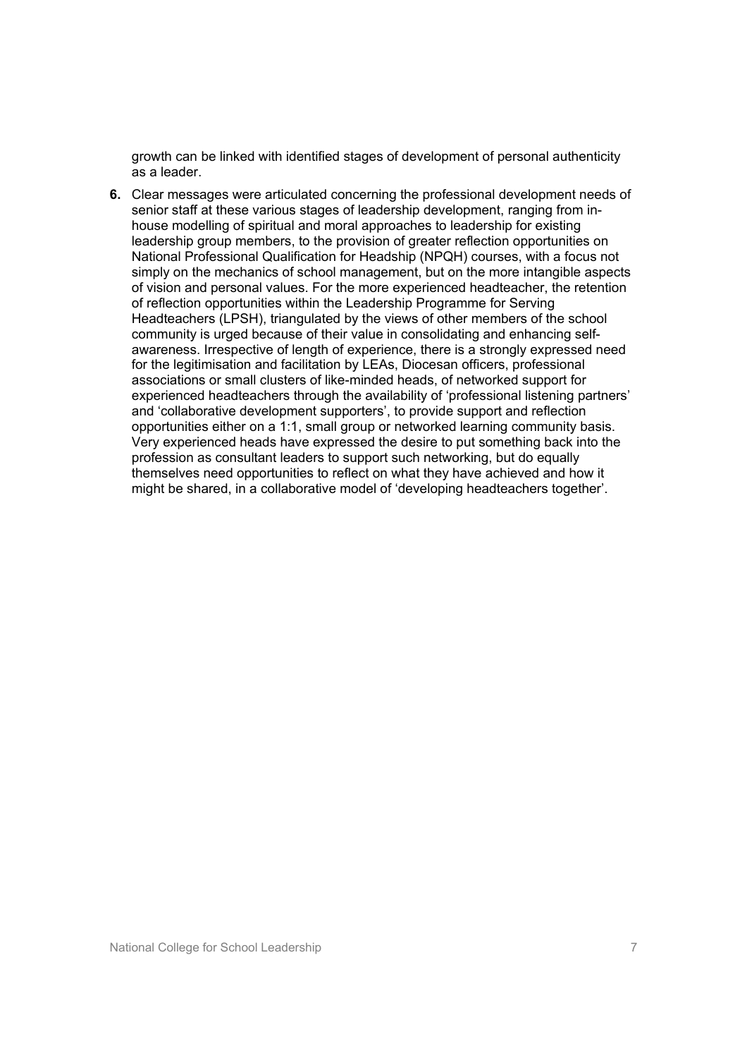growth can be linked with identified stages of development of personal authenticity as a leader.

6. Clear messages were articulated concerning the professional development needs of senior staff at these various stages of leadership development, ranging from in-house modelling of spiritual and moral approaches to leadership for existing leadership group members, to the provision of greater reflection opportunities on National Professional Qualification for Headship (NPQH) courses, with a focus not simply on the mechanics of school management, but on the more intangible aspects of vision and personal values. For the more experienced headteacher, the retention of reflection opportunities within the Leadership Programme for Serving Headteachers (LPSH), triangulated by the views of other members of the school community is urged because of their value in consolidating and enhancing self-awareness. Irrespective of length of experience, there is a strongly expressed need for the legitimisation and facilitation by LEAs, Diocesan officers, professional associations or small clusters of like-minded heads, of networked support for experienced headteachers through the availability of 'professional listening partners' and 'collaborative development supporters', to provide support and reflection opportunities either on a 1:1, small group or networked learning community basis. Very experienced heads have expressed the desire to put something back into the profession as consultant leaders to support such networking, but do equally themselves need opportunities to reflect on what they have achieved and how it might be shared, in a collaborative model of 'developing headteachers together'.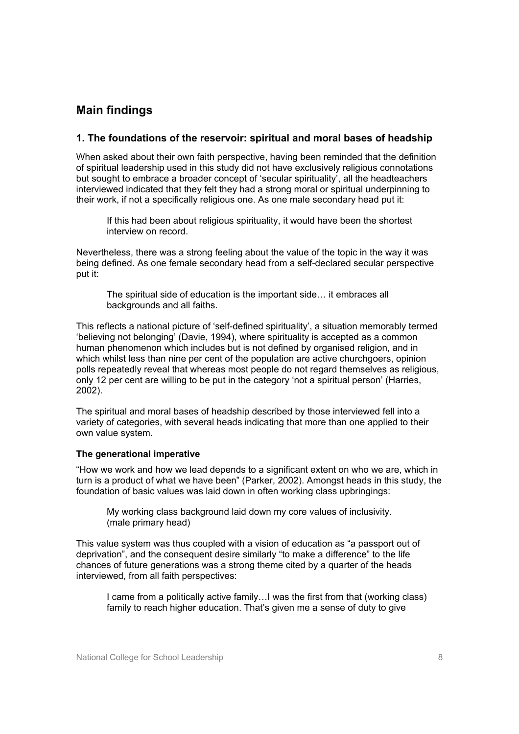## Main findings

### 1. The foundations of the reservoir: spiritual and moral bases of headship

When asked about their own faith perspective, having been reminded that the definition of spiritual leadership used in this study did not have exclusively religious connotations but sought to embrace a broader concept of 'secular spirituality', all the headteachers interviewed indicated that they felt they had a strong moral or spiritual underpinning to their work, if not a specifically religious one. As one male secondary head put it:

> If this had been about religious spirituality, it would have been the shortest interview on record.

Nevertheless, there was a strong feeling about the value of the topic in the way it was being defined. As one female secondary head from a self-declared secular perspective put it:

> The spiritual side of education is the important side… it embraces all backgrounds and all faiths.

This reflects a national picture of 'self-defined spirituality', a situation memorably termed 'believing not belonging' (Davie, 1994), where spirituality is accepted as a common human phenomenon which includes but is not defined by organised religion, and in which whilst less than nine per cent of the population are active churchgoers, opinion polls repeatedly reveal that whereas most people do not regard themselves as religious, only 12 per cent are willing to be put in the category 'not a spiritual person' (Harries, 2002).

The spiritual and moral bases of headship described by those interviewed fell into a variety of categories, with several heads indicating that more than one applied to their own value system.

#### The generational imperative

"How we work and how we lead depends to a significant extent on who we are, which in turn is a product of what we have been" (Parker, 2002). Amongst heads in this study, the foundation of basic values was laid down in often working class upbringings:

> My working class background laid down my core values of inclusivity.
> (male primary head)

This value system was thus coupled with a vision of education as "a passport out of deprivation", and the consequent desire similarly "to make a difference" to the life chances of future generations was a strong theme cited by a quarter of the heads interviewed, from all faith perspectives:

> I came from a politically active family…I was the first from that (working class) family to reach higher education. That's given me a sense of duty to give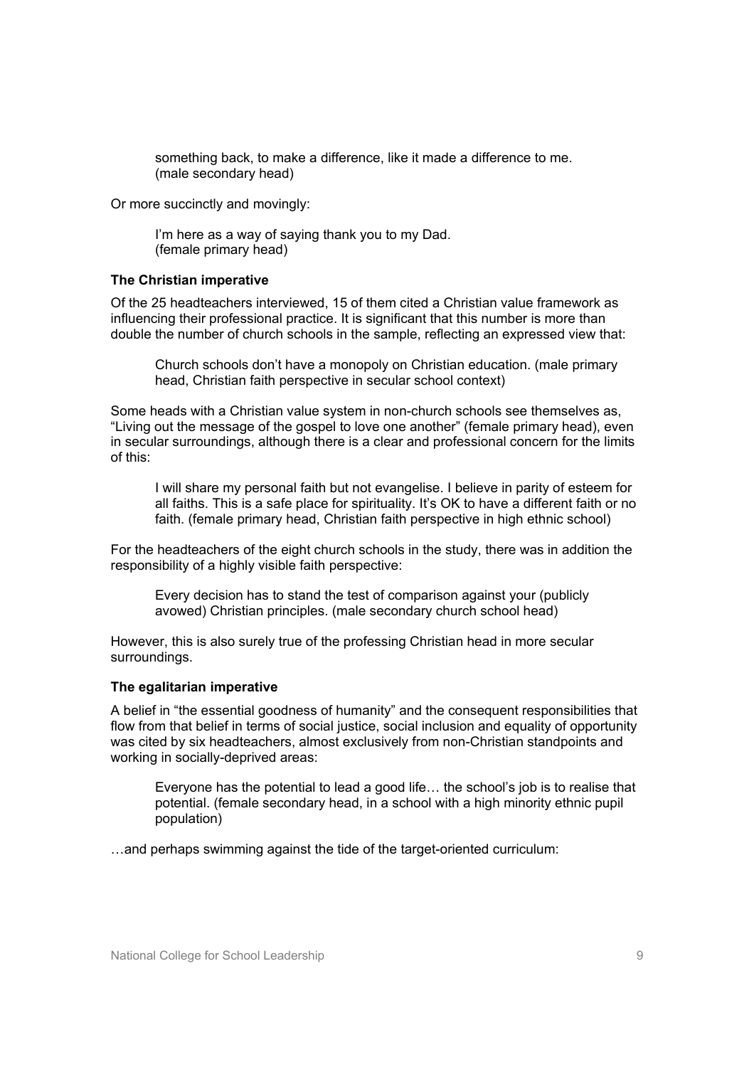> something back, to make a difference, like it made a difference to me. (male secondary head)

Or more succinctly and movingly:

> I'm here as a way of saying thank you to my Dad. (female primary head)

**The Christian imperative**

Of the 25 headteachers interviewed, 15 of them cited a Christian value framework as influencing their professional practice. It is significant that this number is more than double the number of church schools in the sample, reflecting an expressed view that:

> Church schools don't have a monopoly on Christian education. (male primary head, Christian faith perspective in secular school context)

Some heads with a Christian value system in non-church schools see themselves as, "Living out the message of the gospel to love one another" (female primary head), even in secular surroundings, although there is a clear and professional concern for the limits of this:

> I will share my personal faith but not evangelise. I believe in parity of esteem for all faiths. This is a safe place for spirituality. It's OK to have a different faith or no faith. (female primary head, Christian faith perspective in high ethnic school)

For the headteachers of the eight church schools in the study, there was in addition the responsibility of a highly visible faith perspective:

> Every decision has to stand the test of comparison against your (publicly avowed) Christian principles. (male secondary church school head)

However, this is also surely true of the professing Christian head in more secular surroundings.

**The egalitarian imperative**

A belief in "the essential goodness of humanity" and the consequent responsibilities that flow from that belief in terms of social justice, social inclusion and equality of opportunity was cited by six headteachers, almost exclusively from non-Christian standpoints and working in socially-deprived areas:

> Everyone has the potential to lead a good life… the school's job is to realise that potential. (female secondary head, in a school with a high minority ethnic pupil population)

…and perhaps swimming against the tide of the target-oriented curriculum: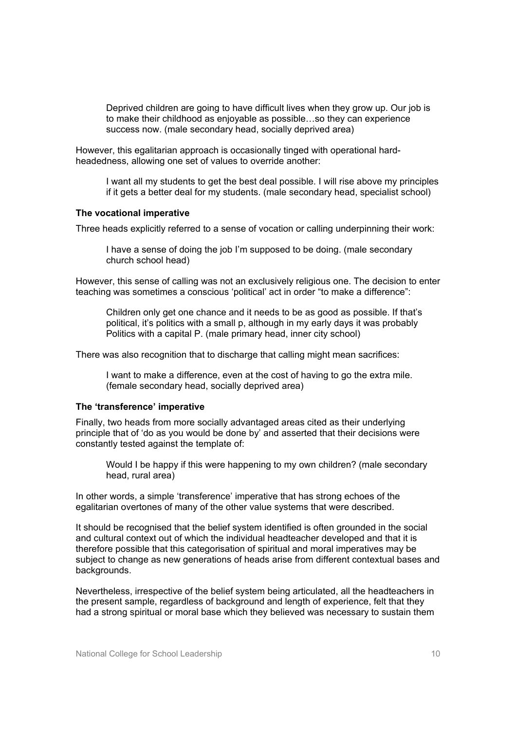> Deprived children are going to have difficult lives when they grow up. Our job is to make their childhood as enjoyable as possible…so they can experience success now. (male secondary head, socially deprived area)

However, this egalitarian approach is occasionally tinged with operational hard-headedness, allowing one set of values to override another:

> I want all my students to get the best deal possible. I will rise above my principles if it gets a better deal for my students. (male secondary head, specialist school)

**The vocational imperative**

Three heads explicitly referred to a sense of vocation or calling underpinning their work:

> I have a sense of doing the job I'm supposed to be doing. (male secondary church school head)

However, this sense of calling was not an exclusively religious one. The decision to enter teaching was sometimes a conscious 'political' act in order "to make a difference":

> Children only get one chance and it needs to be as good as possible. If that's political, it's politics with a small p, although in my early days it was probably Politics with a capital P. (male primary head, inner city school)

There was also recognition that to discharge that calling might mean sacrifices:

> I want to make a difference, even at the cost of having to go the extra mile. (female secondary head, socially deprived area)

**The 'transference' imperative**

Finally, two heads from more socially advantaged areas cited as their underlying principle that of 'do as you would be done by' and asserted that their decisions were constantly tested against the template of:

> Would I be happy if this were happening to my own children? (male secondary head, rural area)

In other words, a simple 'transference' imperative that has strong echoes of the egalitarian overtones of many of the other value systems that were described.

It should be recognised that the belief system identified is often grounded in the social and cultural context out of which the individual headteacher developed and that it is therefore possible that this categorisation of spiritual and moral imperatives may be subject to change as new generations of heads arise from different contextual bases and backgrounds.

Nevertheless, irrespective of the belief system being articulated, all the headteachers in the present sample, regardless of background and length of experience, felt that they had a strong spiritual or moral base which they believed was necessary to sustain them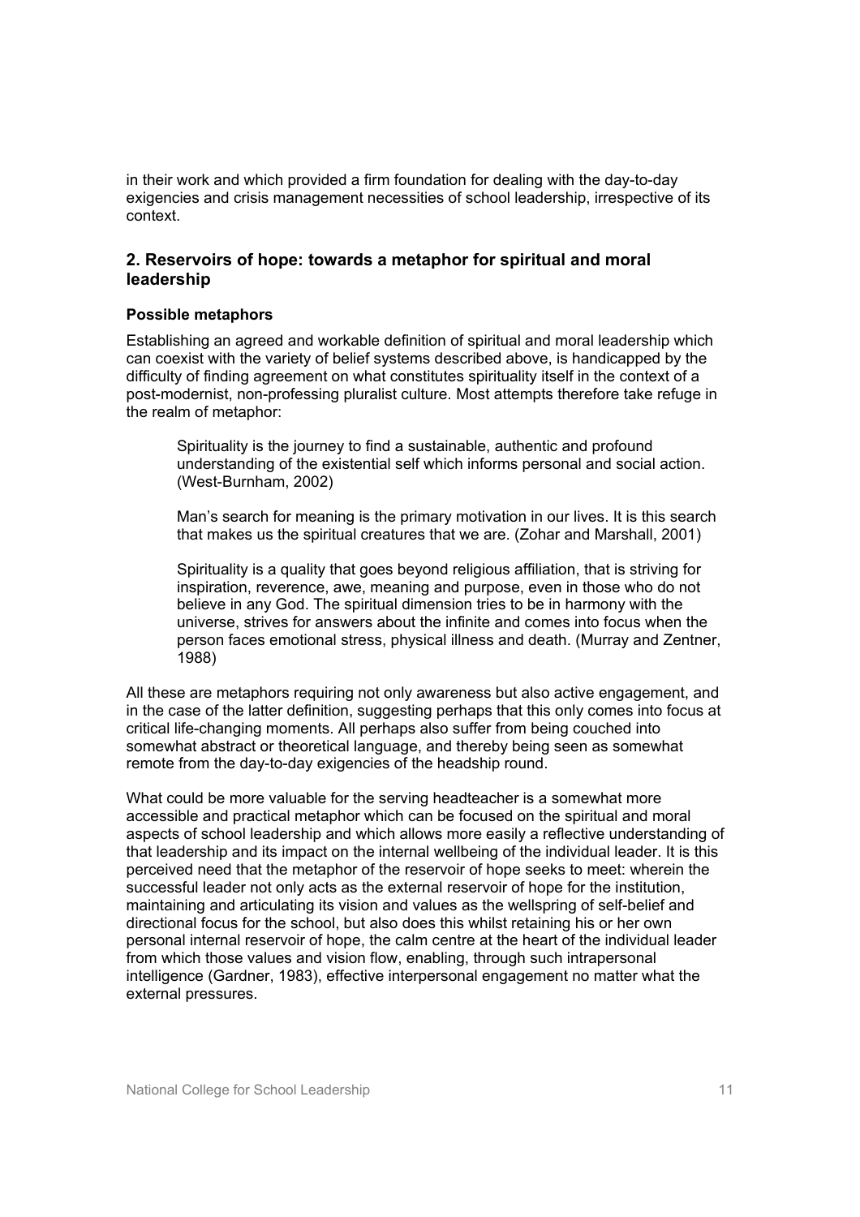in their work and which provided a firm foundation for dealing with the day-to-day exigencies and crisis management necessities of school leadership, irrespective of its context.

## 2. Reservoirs of hope: towards a metaphor for spiritual and moral leadership

### Possible metaphors

Establishing an agreed and workable definition of spiritual and moral leadership which can coexist with the variety of belief systems described above, is handicapped by the difficulty of finding agreement on what constitutes spirituality itself in the context of a post-modernist, non-professing pluralist culture. Most attempts therefore take refuge in the realm of metaphor:

> Spirituality is the journey to find a sustainable, authentic and profound understanding of the existential self which informs personal and social action. (West-Burnham, 2002)
>
> Man's search for meaning is the primary motivation in our lives. It is this search that makes us the spiritual creatures that we are. (Zohar and Marshall, 2001)
>
> Spirituality is a quality that goes beyond religious affiliation, that is striving for inspiration, reverence, awe, meaning and purpose, even in those who do not believe in any God. The spiritual dimension tries to be in harmony with the universe, strives for answers about the infinite and comes into focus when the person faces emotional stress, physical illness and death. (Murray and Zentner, 1988)

All these are metaphors requiring not only awareness but also active engagement, and in the case of the latter definition, suggesting perhaps that this only comes into focus at critical life-changing moments. All perhaps also suffer from being couched into somewhat abstract or theoretical language, and thereby being seen as somewhat remote from the day-to-day exigencies of the headship round.

What could be more valuable for the serving headteacher is a somewhat more accessible and practical metaphor which can be focused on the spiritual and moral aspects of school leadership and which allows more easily a reflective understanding of that leadership and its impact on the internal wellbeing of the individual leader. It is this perceived need that the metaphor of the reservoir of hope seeks to meet: wherein the successful leader not only acts as the external reservoir of hope for the institution, maintaining and articulating its vision and values as the wellspring of self-belief and directional focus for the school, but also does this whilst retaining his or her own personal internal reservoir of hope, the calm centre at the heart of the individual leader from which those values and vision flow, enabling, through such intrapersonal intelligence (Gardner, 1983), effective interpersonal engagement no matter what the external pressures.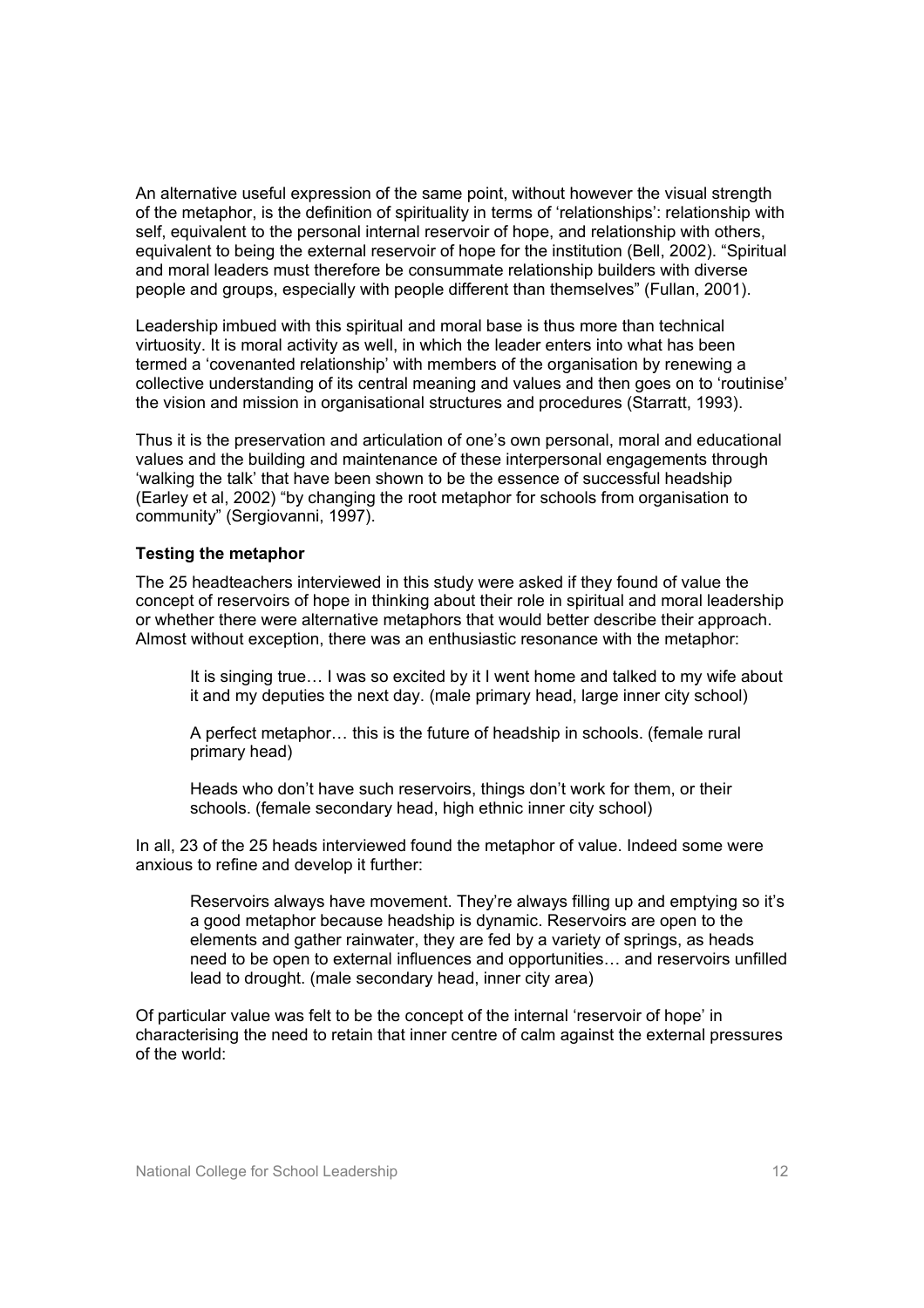An alternative useful expression of the same point, without however the visual strength of the metaphor, is the definition of spirituality in terms of 'relationships': relationship with self, equivalent to the personal internal reservoir of hope, and relationship with others, equivalent to being the external reservoir of hope for the institution (Bell, 2002). "Spiritual and moral leaders must therefore be consummate relationship builders with diverse people and groups, especially with people different than themselves" (Fullan, 2001).

Leadership imbued with this spiritual and moral base is thus more than technical virtuosity. It is moral activity as well, in which the leader enters into what has been termed a 'covenanted relationship' with members of the organisation by renewing a collective understanding of its central meaning and values and then goes on to 'routinise' the vision and mission in organisational structures and procedures (Starratt, 1993).

Thus it is the preservation and articulation of one's own personal, moral and educational values and the building and maintenance of these interpersonal engagements through 'walking the talk' that have been shown to be the essence of successful headship (Earley et al, 2002) "by changing the root metaphor for schools from organisation to community" (Sergiovanni, 1997).

**Testing the metaphor**

The 25 headteachers interviewed in this study were asked if they found of value the concept of reservoirs of hope in thinking about their role in spiritual and moral leadership or whether there were alternative metaphors that would better describe their approach. Almost without exception, there was an enthusiastic resonance with the metaphor:

> It is singing true… I was so excited by it I went home and talked to my wife about it and my deputies the next day. (male primary head, large inner city school)

> A perfect metaphor… this is the future of headship in schools. (female rural primary head)

> Heads who don't have such reservoirs, things don't work for them, or their schools. (female secondary head, high ethnic inner city school)

In all, 23 of the 25 heads interviewed found the metaphor of value. Indeed some were anxious to refine and develop it further:

> Reservoirs always have movement. They're always filling up and emptying so it's a good metaphor because headship is dynamic. Reservoirs are open to the elements and gather rainwater, they are fed by a variety of springs, as heads need to be open to external influences and opportunities… and reservoirs unfilled lead to drought. (male secondary head, inner city area)

Of particular value was felt to be the concept of the internal 'reservoir of hope' in characterising the need to retain that inner centre of calm against the external pressures of the world: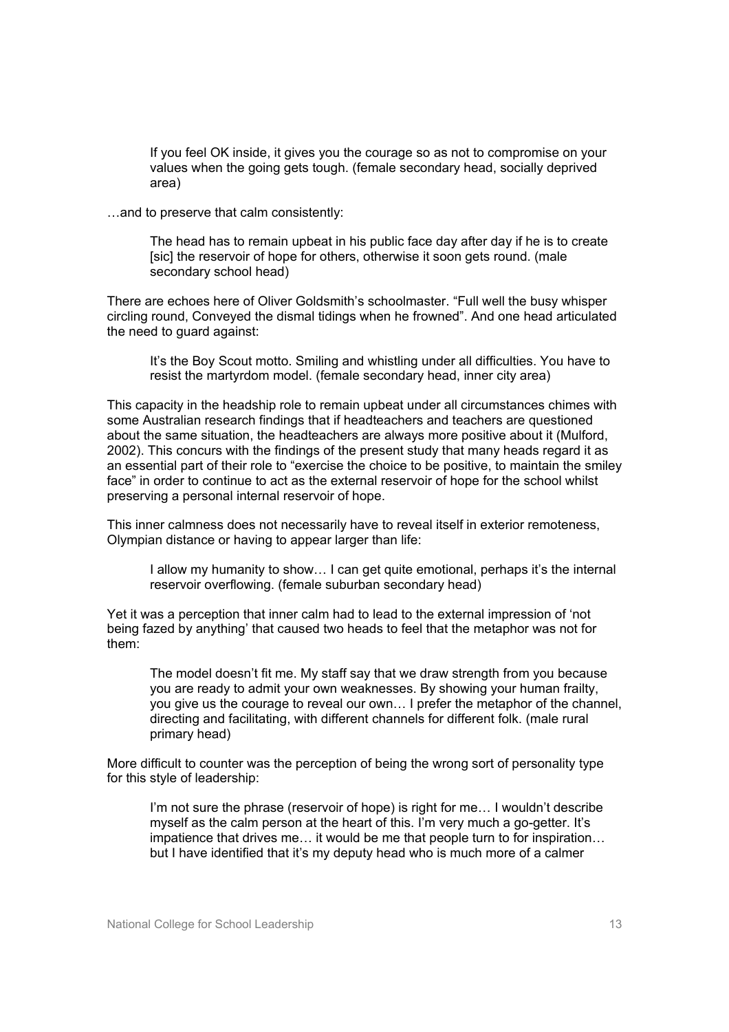> If you feel OK inside, it gives you the courage so as not to compromise on your values when the going gets tough. (female secondary head, socially deprived area)

…and to preserve that calm consistently:

> The head has to remain upbeat in his public face day after day if he is to create [sic] the reservoir of hope for others, otherwise it soon gets round. (male secondary school head)

There are echoes here of Oliver Goldsmith's schoolmaster. "Full well the busy whisper circling round, Conveyed the dismal tidings when he frowned". And one head articulated the need to guard against:

> It's the Boy Scout motto. Smiling and whistling under all difficulties. You have to resist the martyrdom model. (female secondary head, inner city area)

This capacity in the headship role to remain upbeat under all circumstances chimes with some Australian research findings that if headteachers and teachers are questioned about the same situation, the headteachers are always more positive about it (Mulford, 2002). This concurs with the findings of the present study that many heads regard it as an essential part of their role to "exercise the choice to be positive, to maintain the smiley face" in order to continue to act as the external reservoir of hope for the school whilst preserving a personal internal reservoir of hope.

This inner calmness does not necessarily have to reveal itself in exterior remoteness, Olympian distance or having to appear larger than life:

> I allow my humanity to show… I can get quite emotional, perhaps it's the internal reservoir overflowing. (female suburban secondary head)

Yet it was a perception that inner calm had to lead to the external impression of 'not being fazed by anything' that caused two heads to feel that the metaphor was not for them:

> The model doesn't fit me. My staff say that we draw strength from you because you are ready to admit your own weaknesses. By showing your human frailty, you give us the courage to reveal our own… I prefer the metaphor of the channel, directing and facilitating, with different channels for different folk. (male rural primary head)

More difficult to counter was the perception of being the wrong sort of personality type for this style of leadership:

> I'm not sure the phrase (reservoir of hope) is right for me… I wouldn't describe myself as the calm person at the heart of this. I'm very much a go-getter. It's impatience that drives me… it would be me that people turn to for inspiration… but I have identified that it's my deputy head who is much more of a calmer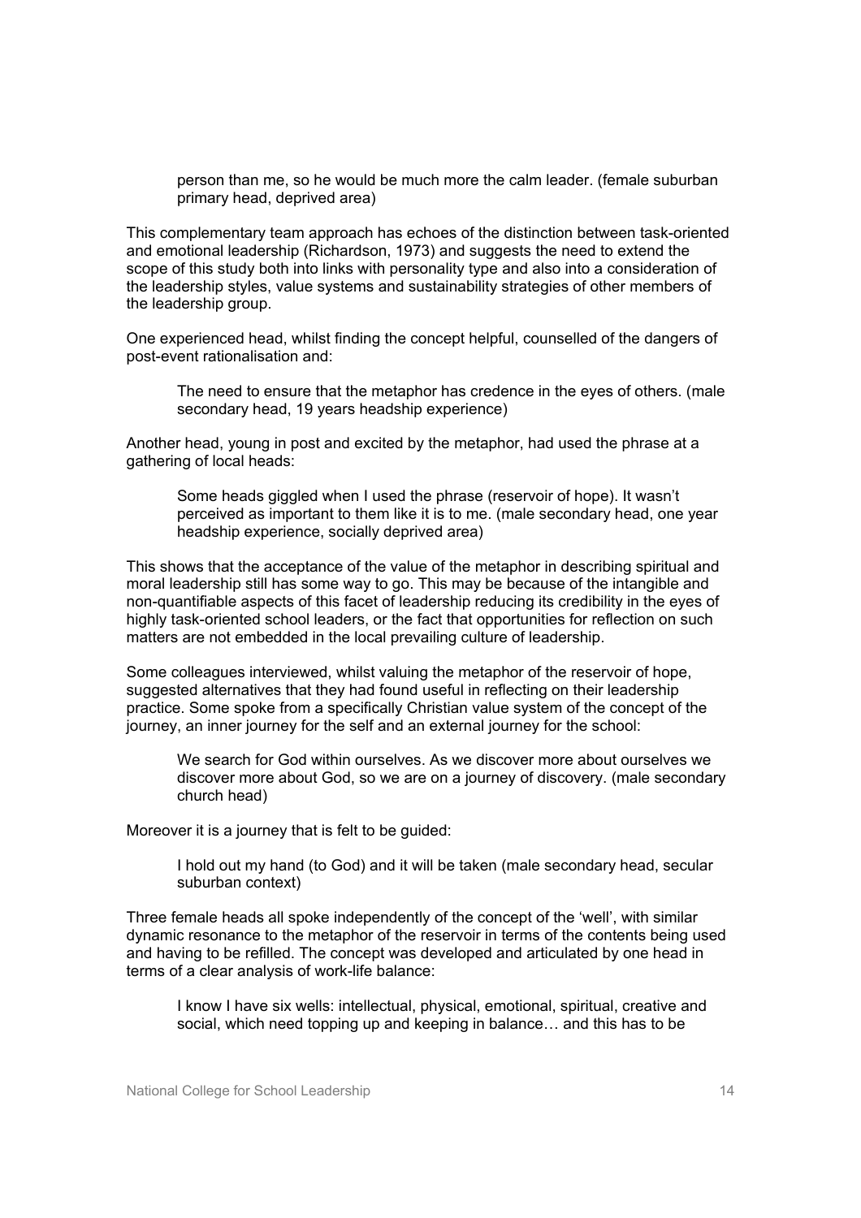> person than me, so he would be much more the calm leader. (female suburban primary head, deprived area)

This complementary team approach has echoes of the distinction between task-oriented and emotional leadership (Richardson, 1973) and suggests the need to extend the scope of this study both into links with personality type and also into a consideration of the leadership styles, value systems and sustainability strategies of other members of the leadership group.

One experienced head, whilst finding the concept helpful, counselled of the dangers of post-event rationalisation and:

> The need to ensure that the metaphor has credence in the eyes of others. (male secondary head, 19 years headship experience)

Another head, young in post and excited by the metaphor, had used the phrase at a gathering of local heads:

> Some heads giggled when I used the phrase (reservoir of hope). It wasn't perceived as important to them like it is to me. (male secondary head, one year headship experience, socially deprived area)

This shows that the acceptance of the value of the metaphor in describing spiritual and moral leadership still has some way to go. This may be because of the intangible and non-quantifiable aspects of this facet of leadership reducing its credibility in the eyes of highly task-oriented school leaders, or the fact that opportunities for reflection on such matters are not embedded in the local prevailing culture of leadership.

Some colleagues interviewed, whilst valuing the metaphor of the reservoir of hope, suggested alternatives that they had found useful in reflecting on their leadership practice. Some spoke from a specifically Christian value system of the concept of the journey, an inner journey for the self and an external journey for the school:

> We search for God within ourselves. As we discover more about ourselves we discover more about God, so we are on a journey of discovery. (male secondary church head)

Moreover it is a journey that is felt to be guided:

> I hold out my hand (to God) and it will be taken (male secondary head, secular suburban context)

Three female heads all spoke independently of the concept of the 'well', with similar dynamic resonance to the metaphor of the reservoir in terms of the contents being used and having to be refilled. The concept was developed and articulated by one head in terms of a clear analysis of work-life balance:

> I know I have six wells: intellectual, physical, emotional, spiritual, creative and social, which need topping up and keeping in balance… and this has to be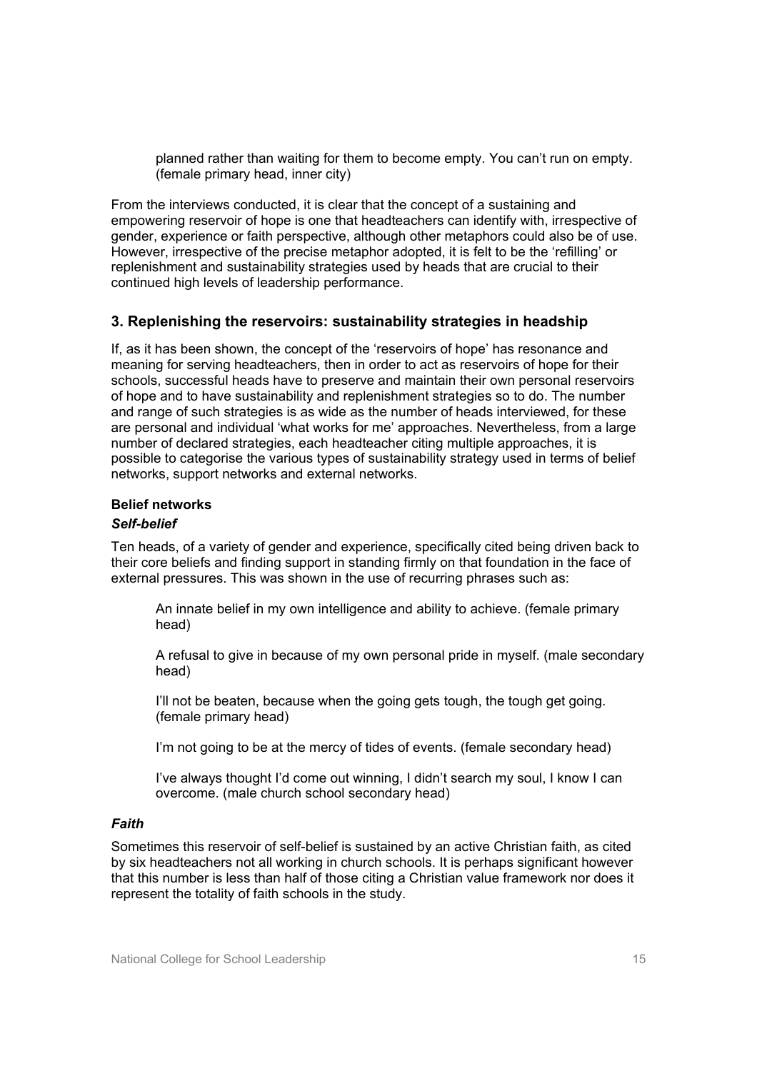planned rather than waiting for them to become empty. You can't run on empty. (female primary head, inner city)

From the interviews conducted, it is clear that the concept of a sustaining and empowering reservoir of hope is one that headteachers can identify with, irrespective of gender, experience or faith perspective, although other metaphors could also be of use. However, irrespective of the precise metaphor adopted, it is felt to be the 'refilling' or replenishment and sustainability strategies used by heads that are crucial to their continued high levels of leadership performance.

## 3. Replenishing the reservoirs: sustainability strategies in headship

If, as it has been shown, the concept of the 'reservoirs of hope' has resonance and meaning for serving headteachers, then in order to act as reservoirs of hope for their schools, successful heads have to preserve and maintain their own personal reservoirs of hope and to have sustainability and replenishment strategies so to do. The number and range of such strategies is as wide as the number of heads interviewed, for these are personal and individual 'what works for me' approaches. Nevertheless, from a large number of declared strategies, each headteacher citing multiple approaches, it is possible to categorise the various types of sustainability strategy used in terms of belief networks, support networks and external networks.

### Belief networks

#### *Self-belief*

Ten heads, of a variety of gender and experience, specifically cited being driven back to their core beliefs and finding support in standing firmly on that foundation in the face of external pressures. This was shown in the use of recurring phrases such as:

> An innate belief in my own intelligence and ability to achieve. (female primary head)
>
> A refusal to give in because of my own personal pride in myself. (male secondary head)
>
> I'll not be beaten, because when the going gets tough, the tough get going. (female primary head)
>
> I'm not going to be at the mercy of tides of events. (female secondary head)
>
> I've always thought I'd come out winning, I didn't search my soul, I know I can overcome. (male church school secondary head)

#### *Faith*

Sometimes this reservoir of self-belief is sustained by an active Christian faith, as cited by six headteachers not all working in church schools. It is perhaps significant however that this number is less than half of those citing a Christian value framework nor does it represent the totality of faith schools in the study.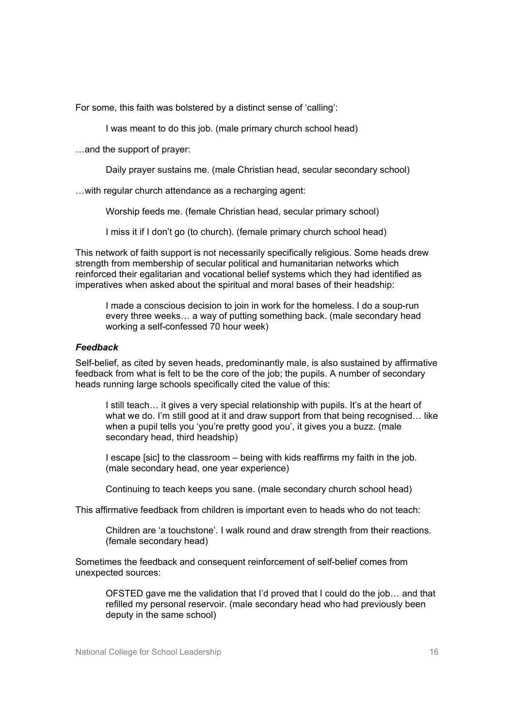For some, this faith was bolstered by a distinct sense of 'calling':

> I was meant to do this job. (male primary church school head)

…and the support of prayer:

> Daily prayer sustains me. (male Christian head, secular secondary school)

…with regular church attendance as a recharging agent:

> Worship feeds me. (female Christian head, secular primary school)
>
> I miss it if I don't go (to church). (female primary church school head)

This network of faith support is not necessarily specifically religious. Some heads drew strength from membership of secular political and humanitarian networks which reinforced their egalitarian and vocational belief systems which they had identified as imperatives when asked about the spiritual and moral bases of their headship:

> I made a conscious decision to join in work for the homeless. I do a soup-run every three weeks… a way of putting something back. (male secondary head working a self-confessed 70 hour week)

***Feedback***

Self-belief, as cited by seven heads, predominantly male, is also sustained by affirmative feedback from what is felt to be the core of the job; the pupils. A number of secondary heads running large schools specifically cited the value of this:

> I still teach… it gives a very special relationship with pupils. It's at the heart of what we do. I'm still good at it and draw support from that being recognised… like when a pupil tells you 'you're pretty good you', it gives you a buzz. (male secondary head, third headship)
>
> I escape [sic] to the classroom – being with kids reaffirms my faith in the job. (male secondary head, one year experience)
>
> Continuing to teach keeps you sane. (male secondary church school head)

This affirmative feedback from children is important even to heads who do not teach:

> Children are 'a touchstone'. I walk round and draw strength from their reactions. (female secondary head)

Sometimes the feedback and consequent reinforcement of self-belief comes from unexpected sources:

> OFSTED gave me the validation that I'd proved that I could do the job… and that refilled my personal reservoir. (male secondary head who had previously been deputy in the same school)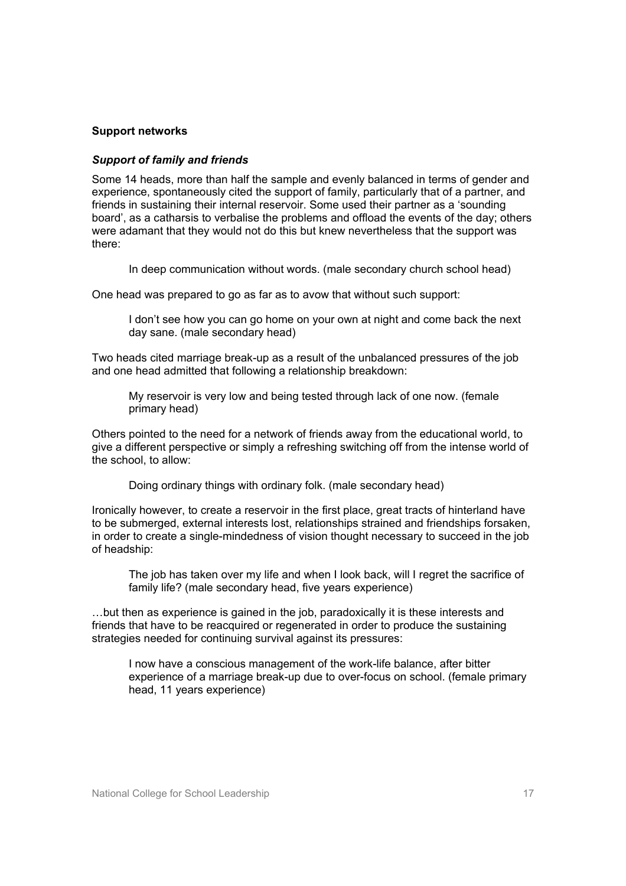**Support networks**

***Support of family and friends***

Some 14 heads, more than half the sample and evenly balanced in terms of gender and experience, spontaneously cited the support of family, particularly that of a partner, and friends in sustaining their internal reservoir. Some used their partner as a 'sounding board', as a catharsis to verbalise the problems and offload the events of the day; others were adamant that they would not do this but knew nevertheless that the support was there:

> In deep communication without words. (male secondary church school head)

One head was prepared to go as far as to avow that without such support:

> I don't see how you can go home on your own at night and come back the next day sane. (male secondary head)

Two heads cited marriage break-up as a result of the unbalanced pressures of the job and one head admitted that following a relationship breakdown:

> My reservoir is very low and being tested through lack of one now. (female primary head)

Others pointed to the need for a network of friends away from the educational world, to give a different perspective or simply a refreshing switching off from the intense world of the school, to allow:

> Doing ordinary things with ordinary folk. (male secondary head)

Ironically however, to create a reservoir in the first place, great tracts of hinterland have to be submerged, external interests lost, relationships strained and friendships forsaken, in order to create a single-mindedness of vision thought necessary to succeed in the job of headship:

> The job has taken over my life and when I look back, will I regret the sacrifice of family life? (male secondary head, five years experience)

…but then as experience is gained in the job, paradoxically it is these interests and friends that have to be reacquired or regenerated in order to produce the sustaining strategies needed for continuing survival against its pressures:

> I now have a conscious management of the work-life balance, after bitter experience of a marriage break-up due to over-focus on school. (female primary head, 11 years experience)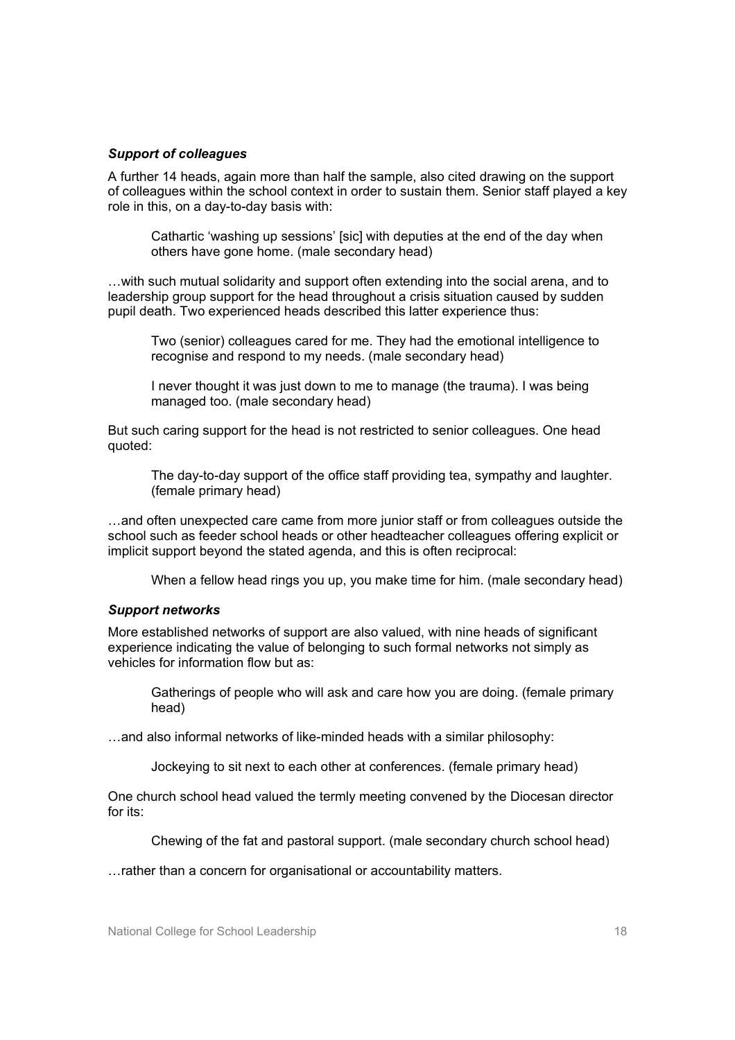### *Support of colleagues*

A further 14 heads, again more than half the sample, also cited drawing on the support of colleagues within the school context in order to sustain them. Senior staff played a key role in this, on a day-to-day basis with:

> Cathartic 'washing up sessions' [sic] with deputies at the end of the day when others have gone home. (male secondary head)

…with such mutual solidarity and support often extending into the social arena, and to leadership group support for the head throughout a crisis situation caused by sudden pupil death. Two experienced heads described this latter experience thus:

> Two (senior) colleagues cared for me. They had the emotional intelligence to recognise and respond to my needs. (male secondary head)

> I never thought it was just down to me to manage (the trauma). I was being managed too. (male secondary head)

But such caring support for the head is not restricted to senior colleagues. One head quoted:

> The day-to-day support of the office staff providing tea, sympathy and laughter. (female primary head)

…and often unexpected care came from more junior staff or from colleagues outside the school such as feeder school heads or other headteacher colleagues offering explicit or implicit support beyond the stated agenda, and this is often reciprocal:

> When a fellow head rings you up, you make time for him. (male secondary head)

### *Support networks*

More established networks of support are also valued, with nine heads of significant experience indicating the value of belonging to such formal networks not simply as vehicles for information flow but as:

> Gatherings of people who will ask and care how you are doing. (female primary head)

…and also informal networks of like-minded heads with a similar philosophy:

> Jockeying to sit next to each other at conferences. (female primary head)

One church school head valued the termly meeting convened by the Diocesan director for its:

> Chewing of the fat and pastoral support. (male secondary church school head)

…rather than a concern for organisational or accountability matters.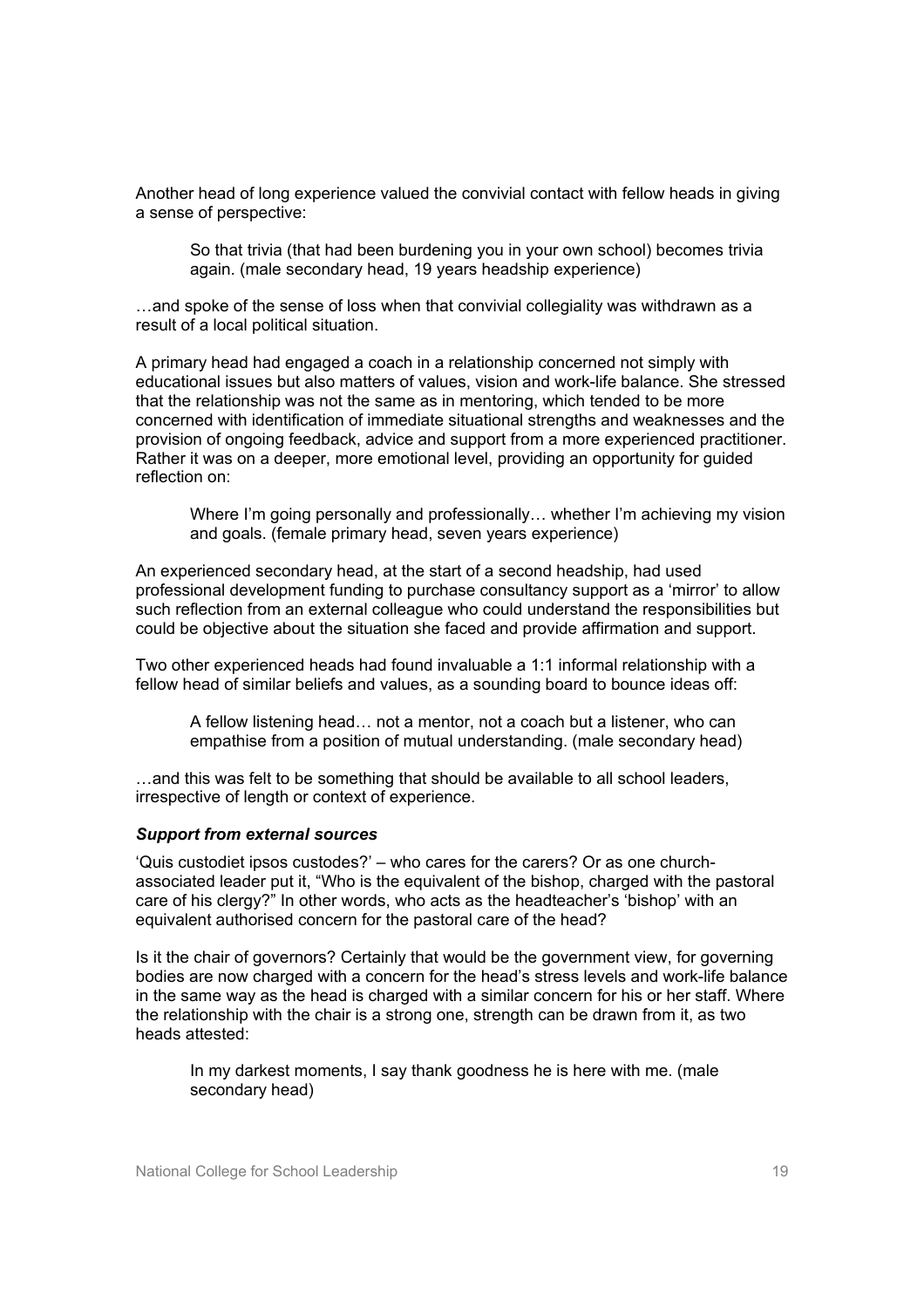Another head of long experience valued the convivial contact with fellow heads in giving a sense of perspective:

> So that trivia (that had been burdening you in your own school) becomes trivia again. (male secondary head, 19 years headship experience)

…and spoke of the sense of loss when that convivial collegiality was withdrawn as a result of a local political situation.

A primary head had engaged a coach in a relationship concerned not simply with educational issues but also matters of values, vision and work-life balance. She stressed that the relationship was not the same as in mentoring, which tended to be more concerned with identification of immediate situational strengths and weaknesses and the provision of ongoing feedback, advice and support from a more experienced practitioner. Rather it was on a deeper, more emotional level, providing an opportunity for guided reflection on:

> Where I'm going personally and professionally… whether I'm achieving my vision and goals. (female primary head, seven years experience)

An experienced secondary head, at the start of a second headship, had used professional development funding to purchase consultancy support as a 'mirror' to allow such reflection from an external colleague who could understand the responsibilities but could be objective about the situation she faced and provide affirmation and support.

Two other experienced heads had found invaluable a 1:1 informal relationship with a fellow head of similar beliefs and values, as a sounding board to bounce ideas off:

> A fellow listening head… not a mentor, not a coach but a listener, who can empathise from a position of mutual understanding. (male secondary head)

…and this was felt to be something that should be available to all school leaders, irrespective of length or context of experience.

#### *Support from external sources*

'Quis custodiet ipsos custodes?' – who cares for the carers? Or as one church-associated leader put it, "Who is the equivalent of the bishop, charged with the pastoral care of his clergy?" In other words, who acts as the headteacher's 'bishop' with an equivalent authorised concern for the pastoral care of the head?

Is it the chair of governors? Certainly that would be the government view, for governing bodies are now charged with a concern for the head's stress levels and work-life balance in the same way as the head is charged with a similar concern for his or her staff. Where the relationship with the chair is a strong one, strength can be drawn from it, as two heads attested:

> In my darkest moments, I say thank goodness he is here with me. (male secondary head)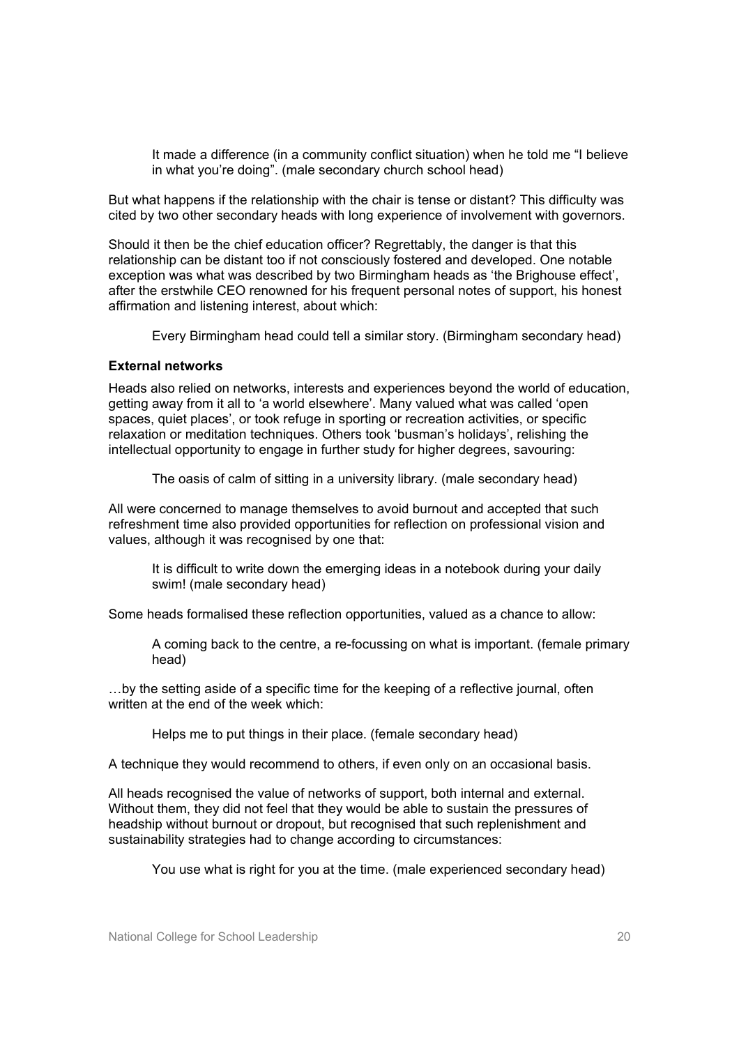> It made a difference (in a community conflict situation) when he told me "I believe in what you're doing". (male secondary church school head)

But what happens if the relationship with the chair is tense or distant? This difficulty was cited by two other secondary heads with long experience of involvement with governors.

Should it then be the chief education officer? Regrettably, the danger is that this relationship can be distant too if not consciously fostered and developed. One notable exception was what was described by two Birmingham heads as 'the Brighouse effect', after the erstwhile CEO renowned for his frequent personal notes of support, his honest affirmation and listening interest, about which:

> Every Birmingham head could tell a similar story. (Birmingham secondary head)

**External networks**

Heads also relied on networks, interests and experiences beyond the world of education, getting away from it all to 'a world elsewhere'. Many valued what was called 'open spaces, quiet places', or took refuge in sporting or recreation activities, or specific relaxation or meditation techniques. Others took 'busman's holidays', relishing the intellectual opportunity to engage in further study for higher degrees, savouring:

> The oasis of calm of sitting in a university library. (male secondary head)

All were concerned to manage themselves to avoid burnout and accepted that such refreshment time also provided opportunities for reflection on professional vision and values, although it was recognised by one that:

> It is difficult to write down the emerging ideas in a notebook during your daily swim! (male secondary head)

Some heads formalised these reflection opportunities, valued as a chance to allow:

> A coming back to the centre, a re-focussing on what is important. (female primary head)

…by the setting aside of a specific time for the keeping of a reflective journal, often written at the end of the week which:

> Helps me to put things in their place. (female secondary head)

A technique they would recommend to others, if even only on an occasional basis.

All heads recognised the value of networks of support, both internal and external. Without them, they did not feel that they would be able to sustain the pressures of headship without burnout or dropout, but recognised that such replenishment and sustainability strategies had to change according to circumstances:

> You use what is right for you at the time. (male experienced secondary head)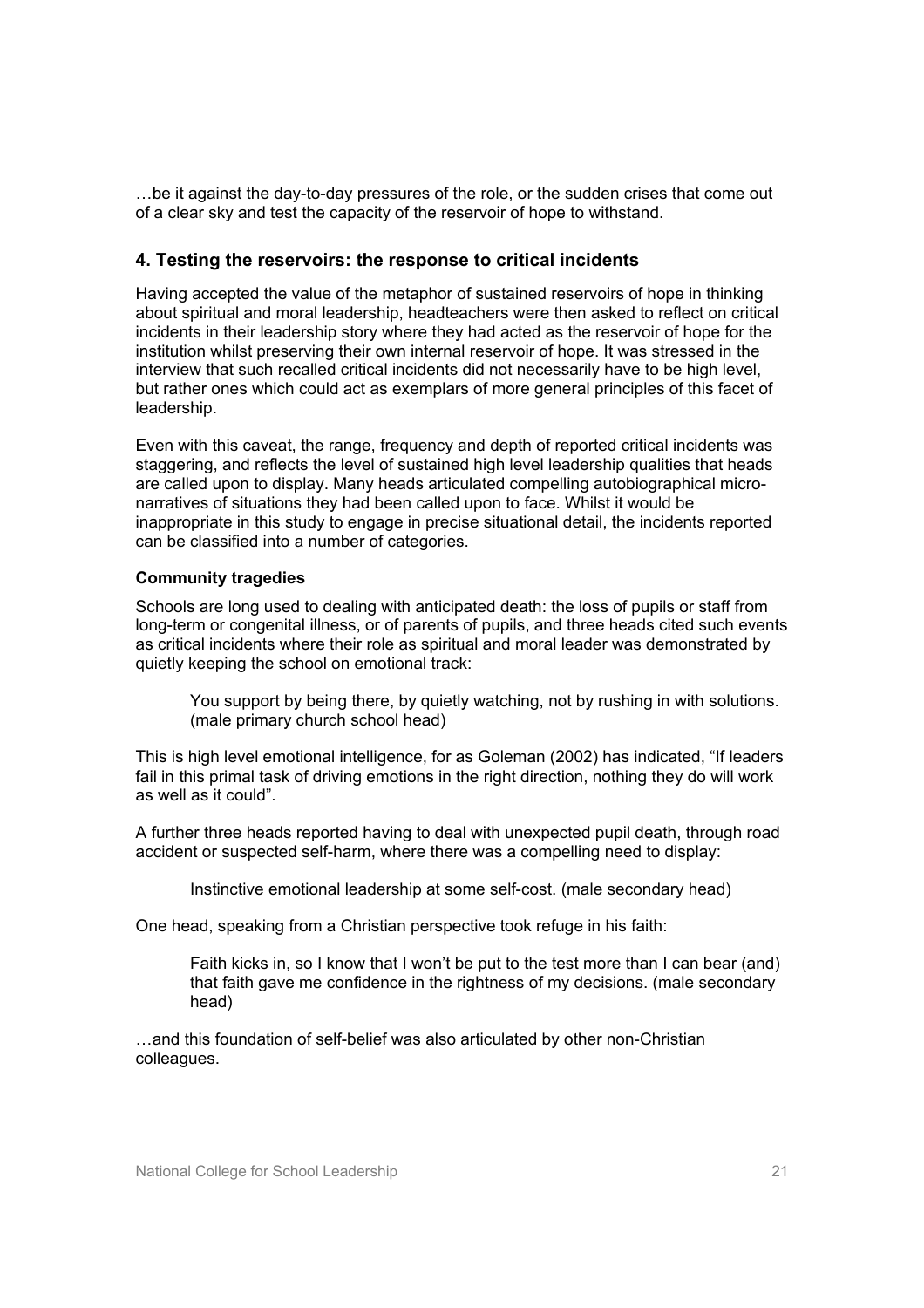…be it against the day-to-day pressures of the role, or the sudden crises that come out of a clear sky and test the capacity of the reservoir of hope to withstand.

## 4. Testing the reservoirs: the response to critical incidents

Having accepted the value of the metaphor of sustained reservoirs of hope in thinking about spiritual and moral leadership, headteachers were then asked to reflect on critical incidents in their leadership story where they had acted as the reservoir of hope for the institution whilst preserving their own internal reservoir of hope. It was stressed in the interview that such recalled critical incidents did not necessarily have to be high level, but rather ones which could act as exemplars of more general principles of this facet of leadership.

Even with this caveat, the range, frequency and depth of reported critical incidents was staggering, and reflects the level of sustained high level leadership qualities that heads are called upon to display. Many heads articulated compelling autobiographical micro-narratives of situations they had been called upon to face. Whilst it would be inappropriate in this study to engage in precise situational detail, the incidents reported can be classified into a number of categories.

**Community tragedies**

Schools are long used to dealing with anticipated death: the loss of pupils or staff from long-term or congenital illness, or of parents of pupils, and three heads cited such events as critical incidents where their role as spiritual and moral leader was demonstrated by quietly keeping the school on emotional track:

> You support by being there, by quietly watching, not by rushing in with solutions. (male primary church school head)

This is high level emotional intelligence, for as Goleman (2002) has indicated, “If leaders fail in this primal task of driving emotions in the right direction, nothing they do will work as well as it could”.

A further three heads reported having to deal with unexpected pupil death, through road accident or suspected self-harm, where there was a compelling need to display:

> Instinctive emotional leadership at some self-cost. (male secondary head)

One head, speaking from a Christian perspective took refuge in his faith:

> Faith kicks in, so I know that I won’t be put to the test more than I can bear (and) that faith gave me confidence in the rightness of my decisions. (male secondary head)

…and this foundation of self-belief was also articulated by other non-Christian colleagues.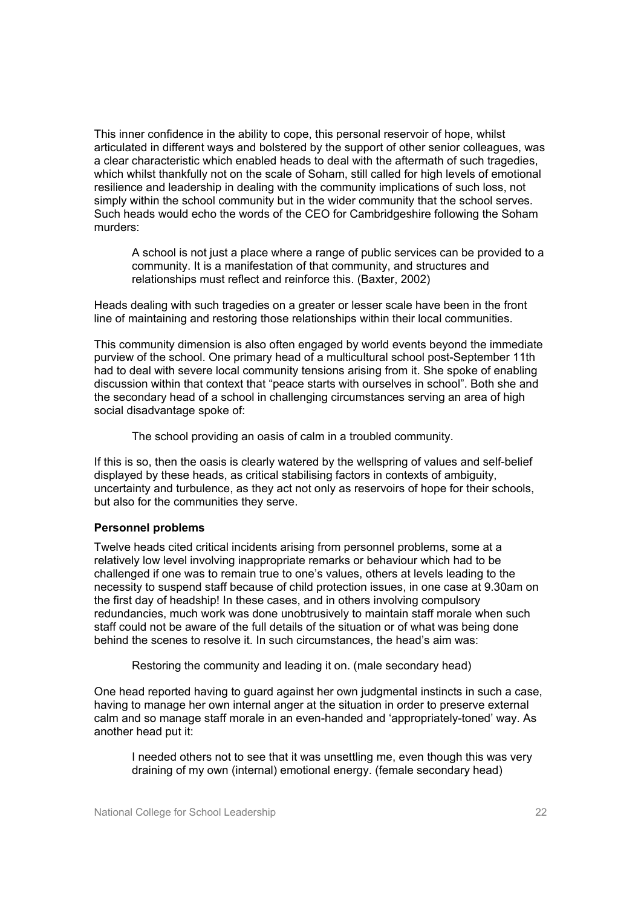This inner confidence in the ability to cope, this personal reservoir of hope, whilst articulated in different ways and bolstered by the support of other senior colleagues, was a clear characteristic which enabled heads to deal with the aftermath of such tragedies, which whilst thankfully not on the scale of Soham, still called for high levels of emotional resilience and leadership in dealing with the community implications of such loss, not simply within the school community but in the wider community that the school serves. Such heads would echo the words of the CEO for Cambridgeshire following the Soham murders:

> A school is not just a place where a range of public services can be provided to a community. It is a manifestation of that community, and structures and relationships must reflect and reinforce this. (Baxter, 2002)

Heads dealing with such tragedies on a greater or lesser scale have been in the front line of maintaining and restoring those relationships within their local communities.

This community dimension is also often engaged by world events beyond the immediate purview of the school. One primary head of a multicultural school post-September 11th had to deal with severe local community tensions arising from it. She spoke of enabling discussion within that context that "peace starts with ourselves in school". Both she and the secondary head of a school in challenging circumstances serving an area of high social disadvantage spoke of:

> The school providing an oasis of calm in a troubled community.

If this is so, then the oasis is clearly watered by the wellspring of values and self-belief displayed by these heads, as critical stabilising factors in contexts of ambiguity, uncertainty and turbulence, as they act not only as reservoirs of hope for their schools, but also for the communities they serve.

**Personnel problems**

Twelve heads cited critical incidents arising from personnel problems, some at a relatively low level involving inappropriate remarks or behaviour which had to be challenged if one was to remain true to one's values, others at levels leading to the necessity to suspend staff because of child protection issues, in one case at 9.30am on the first day of headship! In these cases, and in others involving compulsory redundancies, much work was done unobtrusively to maintain staff morale when such staff could not be aware of the full details of the situation or of what was being done behind the scenes to resolve it. In such circumstances, the head's aim was:

> Restoring the community and leading it on. (male secondary head)

One head reported having to guard against her own judgmental instincts in such a case, having to manage her own internal anger at the situation in order to preserve external calm and so manage staff morale in an even-handed and 'appropriately-toned' way. As another head put it:

> I needed others not to see that it was unsettling me, even though this was very draining of my own (internal) emotional energy. (female secondary head)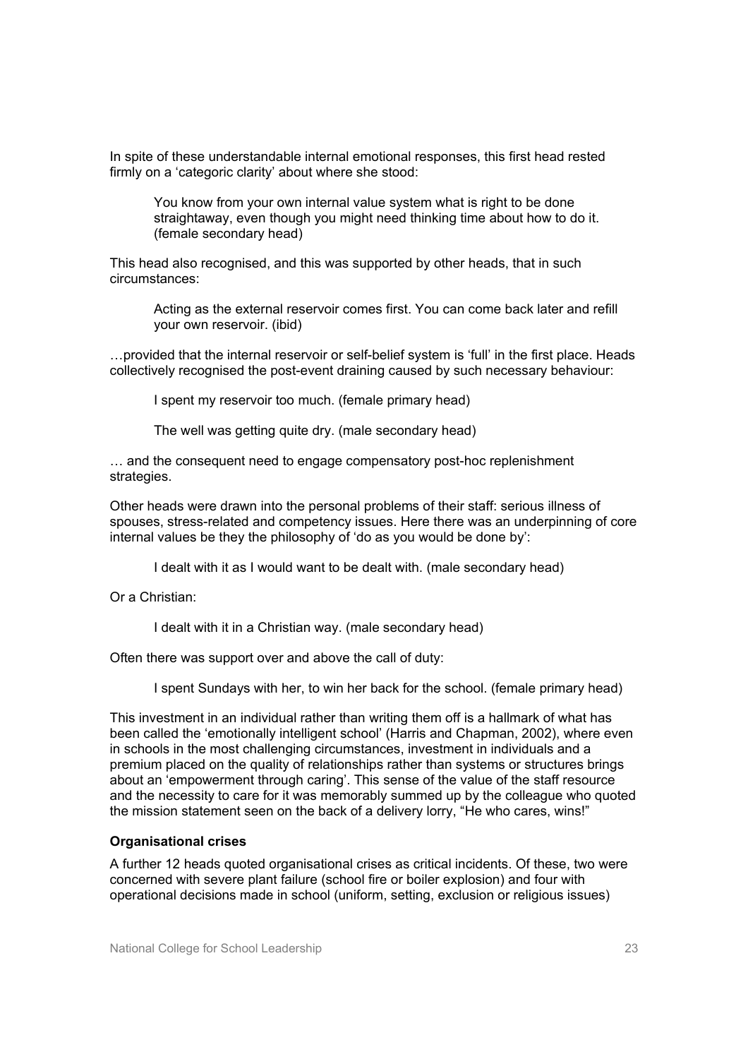In spite of these understandable internal emotional responses, this first head rested firmly on a 'categoric clarity' about where she stood:

> You know from your own internal value system what is right to be done straightaway, even though you might need thinking time about how to do it. (female secondary head)

This head also recognised, and this was supported by other heads, that in such circumstances:

> Acting as the external reservoir comes first. You can come back later and refill your own reservoir. (ibid)

…provided that the internal reservoir or self-belief system is 'full' in the first place. Heads collectively recognised the post-event draining caused by such necessary behaviour:

> I spent my reservoir too much. (female primary head)

> The well was getting quite dry. (male secondary head)

… and the consequent need to engage compensatory post-hoc replenishment strategies.

Other heads were drawn into the personal problems of their staff: serious illness of spouses, stress-related and competency issues. Here there was an underpinning of core internal values be they the philosophy of 'do as you would be done by':

> I dealt with it as I would want to be dealt with. (male secondary head)

Or a Christian:

> I dealt with it in a Christian way. (male secondary head)

Often there was support over and above the call of duty:

> I spent Sundays with her, to win her back for the school. (female primary head)

This investment in an individual rather than writing them off is a hallmark of what has been called the 'emotionally intelligent school' (Harris and Chapman, 2002), where even in schools in the most challenging circumstances, investment in individuals and a premium placed on the quality of relationships rather than systems or structures brings about an 'empowerment through caring'. This sense of the value of the staff resource and the necessity to care for it was memorably summed up by the colleague who quoted the mission statement seen on the back of a delivery lorry, "He who cares, wins!"

**Organisational crises**

A further 12 heads quoted organisational crises as critical incidents. Of these, two were concerned with severe plant failure (school fire or boiler explosion) and four with operational decisions made in school (uniform, setting, exclusion or religious issues)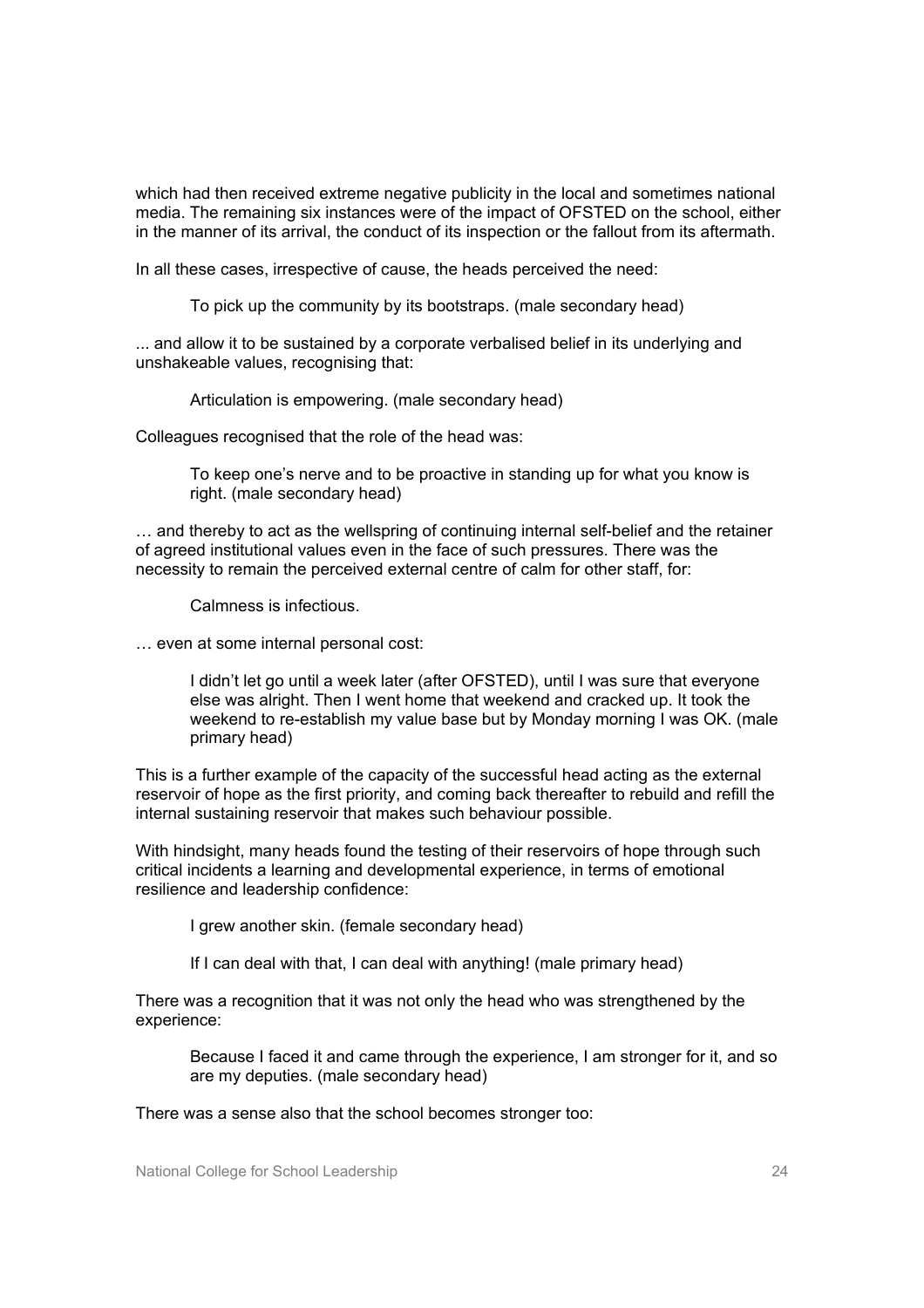which had then received extreme negative publicity in the local and sometimes national media. The remaining six instances were of the impact of OFSTED on the school, either in the manner of its arrival, the conduct of its inspection or the fallout from its aftermath.

In all these cases, irrespective of cause, the heads perceived the need:

> To pick up the community by its bootstraps. (male secondary head)

... and allow it to be sustained by a corporate verbalised belief in its underlying and unshakeable values, recognising that:

> Articulation is empowering. (male secondary head)

Colleagues recognised that the role of the head was:

> To keep one's nerve and to be proactive in standing up for what you know is right. (male secondary head)

… and thereby to act as the wellspring of continuing internal self-belief and the retainer of agreed institutional values even in the face of such pressures. There was the necessity to remain the perceived external centre of calm for other staff, for:

> Calmness is infectious.

… even at some internal personal cost:

> I didn't let go until a week later (after OFSTED), until I was sure that everyone else was alright. Then I went home that weekend and cracked up. It took the weekend to re-establish my value base but by Monday morning I was OK. (male primary head)

This is a further example of the capacity of the successful head acting as the external reservoir of hope as the first priority, and coming back thereafter to rebuild and refill the internal sustaining reservoir that makes such behaviour possible.

With hindsight, many heads found the testing of their reservoirs of hope through such critical incidents a learning and developmental experience, in terms of emotional resilience and leadership confidence:

> I grew another skin. (female secondary head)

> If I can deal with that, I can deal with anything! (male primary head)

There was a recognition that it was not only the head who was strengthened by the experience:

> Because I faced it and came through the experience, I am stronger for it, and so are my deputies. (male secondary head)

There was a sense also that the school becomes stronger too: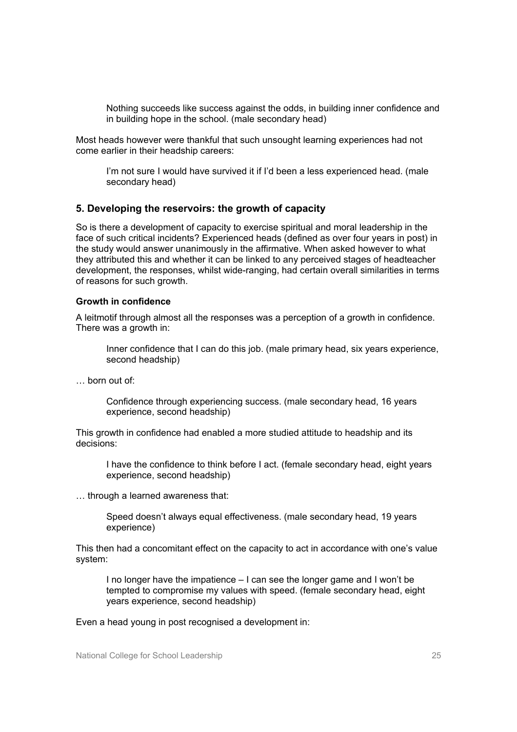> Nothing succeeds like success against the odds, in building inner confidence and in building hope in the school. (male secondary head)

Most heads however were thankful that such unsought learning experiences had not come earlier in their headship careers:

> I'm not sure I would have survived it if I'd been a less experienced head. (male secondary head)

## 5. Developing the reservoirs: the growth of capacity

So is there a development of capacity to exercise spiritual and moral leadership in the face of such critical incidents? Experienced heads (defined as over four years in post) in the study would answer unanimously in the affirmative. When asked however to what they attributed this and whether it can be linked to any perceived stages of headteacher development, the responses, whilst wide-ranging, had certain overall similarities in terms of reasons for such growth.

### Growth in confidence

A leitmotif through almost all the responses was a perception of a growth in confidence. There was a growth in:

> Inner confidence that I can do this job. (male primary head, six years experience, second headship)

… born out of:

> Confidence through experiencing success. (male secondary head, 16 years experience, second headship)

This growth in confidence had enabled a more studied attitude to headship and its decisions:

> I have the confidence to think before I act. (female secondary head, eight years experience, second headship)

… through a learned awareness that:

> Speed doesn't always equal effectiveness. (male secondary head, 19 years experience)

This then had a concomitant effect on the capacity to act in accordance with one's value system:

> I no longer have the impatience – I can see the longer game and I won't be tempted to compromise my values with speed. (female secondary head, eight years experience, second headship)

Even a head young in post recognised a development in: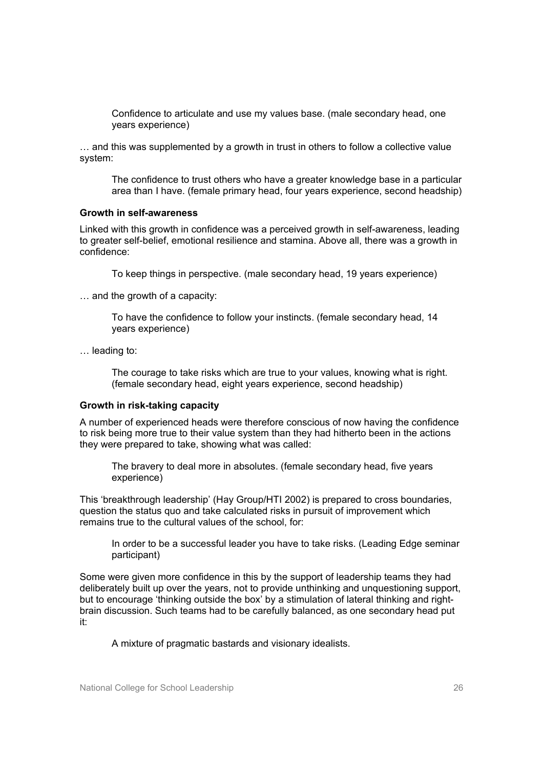> Confidence to articulate and use my values base. (male secondary head, one years experience)

… and this was supplemented by a growth in trust in others to follow a collective value system:

> The confidence to trust others who have a greater knowledge base in a particular area than I have. (female primary head, four years experience, second headship)

**Growth in self-awareness**

Linked with this growth in confidence was a perceived growth in self-awareness, leading to greater self-belief, emotional resilience and stamina. Above all, there was a growth in confidence:

> To keep things in perspective. (male secondary head, 19 years experience)

… and the growth of a capacity:

> To have the confidence to follow your instincts. (female secondary head, 14 years experience)

… leading to:

> The courage to take risks which are true to your values, knowing what is right. (female secondary head, eight years experience, second headship)

**Growth in risk-taking capacity**

A number of experienced heads were therefore conscious of now having the confidence to risk being more true to their value system than they had hitherto been in the actions they were prepared to take, showing what was called:

> The bravery to deal more in absolutes. (female secondary head, five years experience)

This 'breakthrough leadership' (Hay Group/HTI 2002) is prepared to cross boundaries, question the status quo and take calculated risks in pursuit of improvement which remains true to the cultural values of the school, for:

> In order to be a successful leader you have to take risks. (Leading Edge seminar participant)

Some were given more confidence in this by the support of leadership teams they had deliberately built up over the years, not to provide unthinking and unquestioning support, but to encourage 'thinking outside the box' by a stimulation of lateral thinking and right-brain discussion. Such teams had to be carefully balanced, as one secondary head put it:

> A mixture of pragmatic bastards and visionary idealists.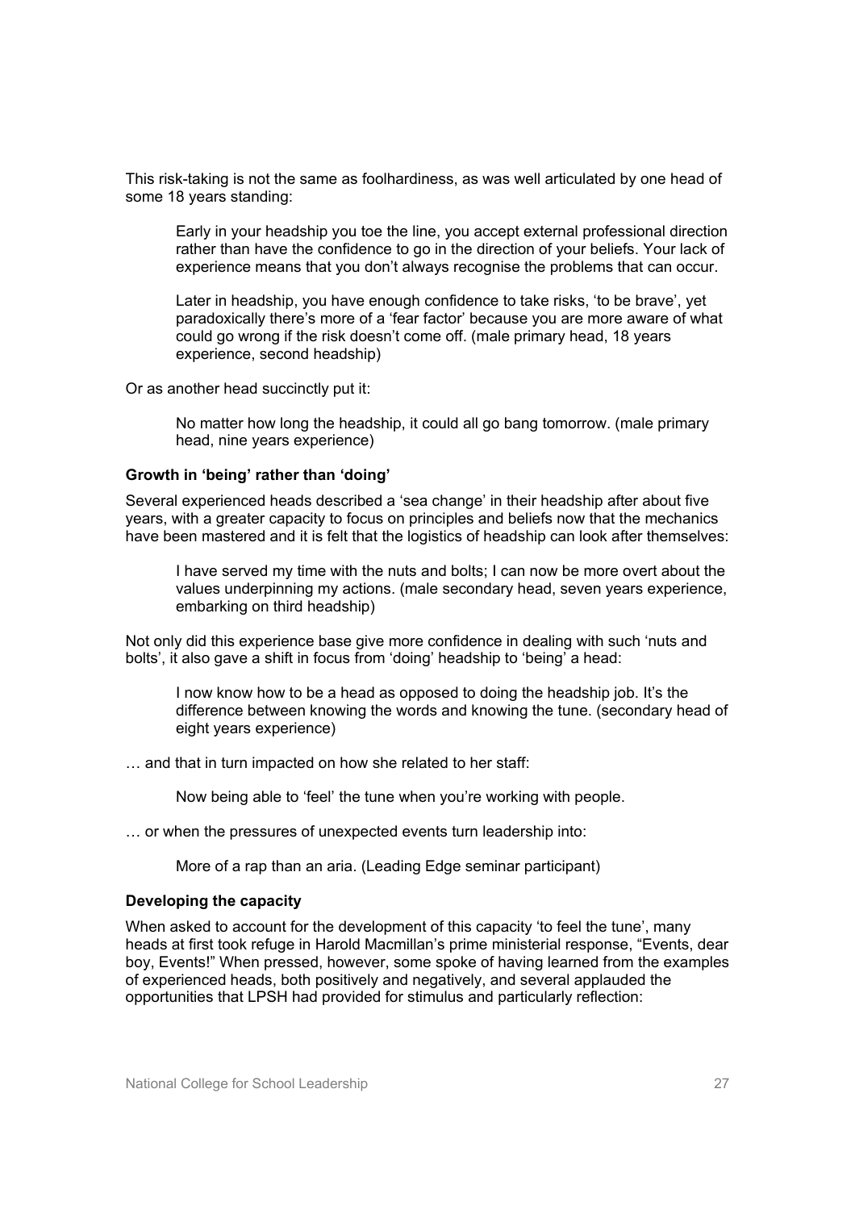This risk-taking is not the same as foolhardiness, as was well articulated by one head of some 18 years standing:

> Early in your headship you toe the line, you accept external professional direction rather than have the confidence to go in the direction of your beliefs. Your lack of experience means that you don't always recognise the problems that can occur.
>
> Later in headship, you have enough confidence to take risks, 'to be brave', yet paradoxically there's more of a 'fear factor' because you are more aware of what could go wrong if the risk doesn't come off. (male primary head, 18 years experience, second headship)

Or as another head succinctly put it:

> No matter how long the headship, it could all go bang tomorrow. (male primary head, nine years experience)

**Growth in 'being' rather than 'doing'**

Several experienced heads described a 'sea change' in their headship after about five years, with a greater capacity to focus on principles and beliefs now that the mechanics have been mastered and it is felt that the logistics of headship can look after themselves:

> I have served my time with the nuts and bolts; I can now be more overt about the values underpinning my actions. (male secondary head, seven years experience, embarking on third headship)

Not only did this experience base give more confidence in dealing with such 'nuts and bolts', it also gave a shift in focus from 'doing' headship to 'being' a head:

> I now know how to be a head as opposed to doing the headship job. It's the difference between knowing the words and knowing the tune. (secondary head of eight years experience)

… and that in turn impacted on how she related to her staff:

> Now being able to 'feel' the tune when you're working with people.

… or when the pressures of unexpected events turn leadership into:

> More of a rap than an aria. (Leading Edge seminar participant)

**Developing the capacity**

When asked to account for the development of this capacity 'to feel the tune', many heads at first took refuge in Harold Macmillan's prime ministerial response, "Events, dear boy, Events!" When pressed, however, some spoke of having learned from the examples of experienced heads, both positively and negatively, and several applauded the opportunities that LPSH had provided for stimulus and particularly reflection: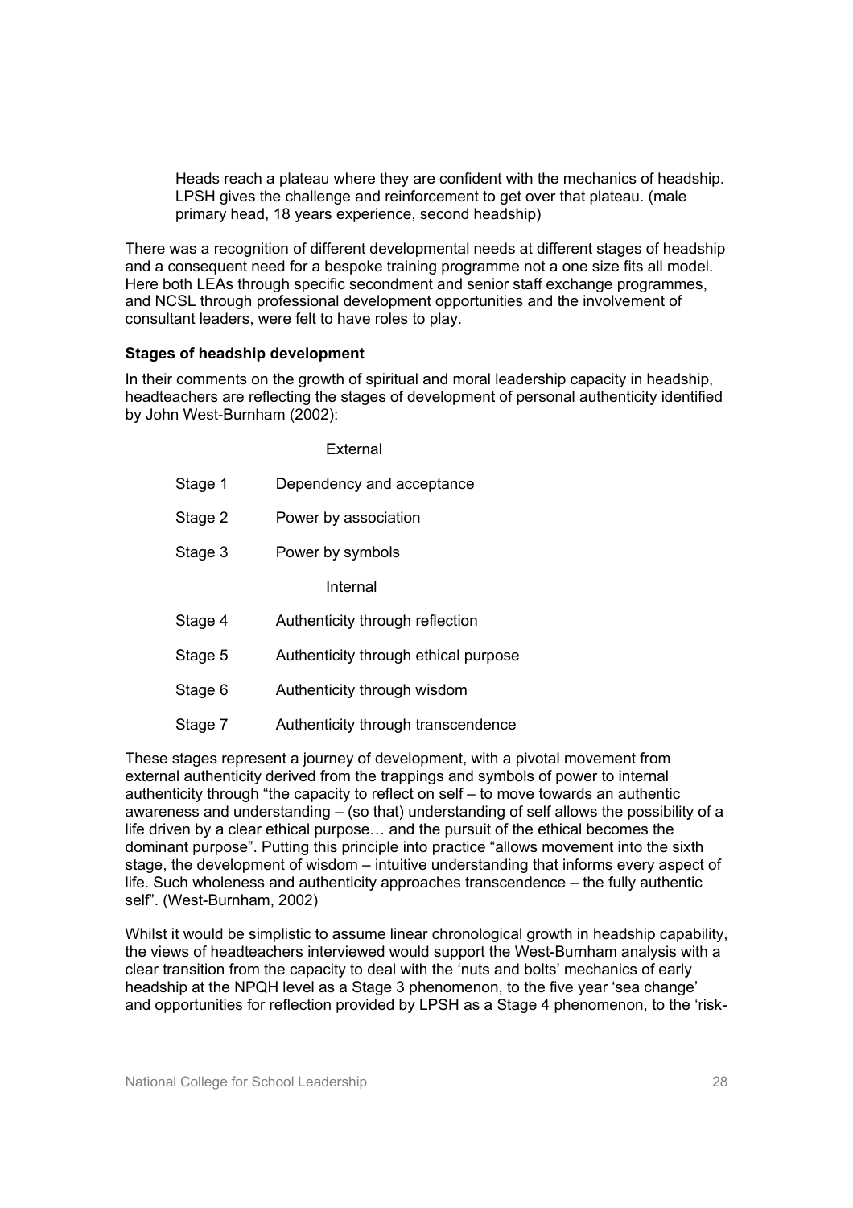> Heads reach a plateau where they are confident with the mechanics of headship. LPSH gives the challenge and reinforcement to get over that plateau. (male primary head, 18 years experience, second headship)

There was a recognition of different developmental needs at different stages of headship and a consequent need for a bespoke training programme not a one size fits all model. Here both LEAs through specific secondment and senior staff exchange programmes, and NCSL through professional development opportunities and the involvement of consultant leaders, were felt to have roles to play.

**Stages of headship development**

In their comments on the growth of spiritual and moral leadership capacity in headship, headteachers are reflecting the stages of development of personal authenticity identified by John West-Burnham (2002):

| | External |
|---|---|
| Stage 1 | Dependency and acceptance |
| Stage 2 | Power by association |
| Stage 3 | Power by symbols |
| | Internal |
| Stage 4 | Authenticity through reflection |
| Stage 5 | Authenticity through ethical purpose |
| Stage 6 | Authenticity through wisdom |
| Stage 7 | Authenticity through transcendence |

These stages represent a journey of development, with a pivotal movement from external authenticity derived from the trappings and symbols of power to internal authenticity through "the capacity to reflect on self – to move towards an authentic awareness and understanding – (so that) understanding of self allows the possibility of a life driven by a clear ethical purpose… and the pursuit of the ethical becomes the dominant purpose". Putting this principle into practice "allows movement into the sixth stage, the development of wisdom – intuitive understanding that informs every aspect of life. Such wholeness and authenticity approaches transcendence – the fully authentic self". (West-Burnham, 2002)

Whilst it would be simplistic to assume linear chronological growth in headship capability, the views of headteachers interviewed would support the West-Burnham analysis with a clear transition from the capacity to deal with the 'nuts and bolts' mechanics of early headship at the NPQH level as a Stage 3 phenomenon, to the five year 'sea change' and opportunities for reflection provided by LPSH as a Stage 4 phenomenon, to the 'risk-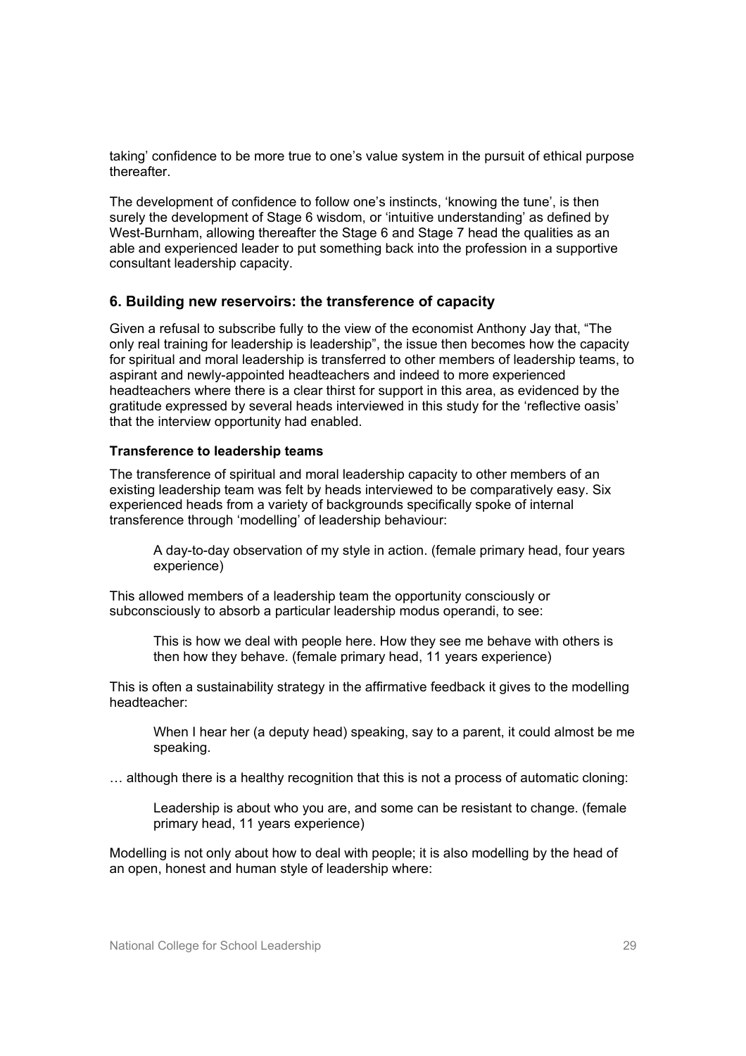taking' confidence to be more true to one's value system in the pursuit of ethical purpose thereafter.

The development of confidence to follow one's instincts, 'knowing the tune', is then surely the development of Stage 6 wisdom, or 'intuitive understanding' as defined by West-Burnham, allowing thereafter the Stage 6 and Stage 7 head the qualities as an able and experienced leader to put something back into the profession in a supportive consultant leadership capacity.

## 6. Building new reservoirs: the transference of capacity

Given a refusal to subscribe fully to the view of the economist Anthony Jay that, "The only real training for leadership is leadership", the issue then becomes how the capacity for spiritual and moral leadership is transferred to other members of leadership teams, to aspirant and newly-appointed headteachers and indeed to more experienced headteachers where there is a clear thirst for support in this area, as evidenced by the gratitude expressed by several heads interviewed in this study for the 'reflective oasis' that the interview opportunity had enabled.

### Transference to leadership teams

The transference of spiritual and moral leadership capacity to other members of an existing leadership team was felt by heads interviewed to be comparatively easy. Six experienced heads from a variety of backgrounds specifically spoke of internal transference through 'modelling' of leadership behaviour:

> A day-to-day observation of my style in action. (female primary head, four years experience)

This allowed members of a leadership team the opportunity consciously or subconsciously to absorb a particular leadership modus operandi, to see:

> This is how we deal with people here. How they see me behave with others is then how they behave. (female primary head, 11 years experience)

This is often a sustainability strategy in the affirmative feedback it gives to the modelling headteacher:

> When I hear her (a deputy head) speaking, say to a parent, it could almost be me speaking.

… although there is a healthy recognition that this is not a process of automatic cloning:

> Leadership is about who you are, and some can be resistant to change. (female primary head, 11 years experience)

Modelling is not only about how to deal with people; it is also modelling by the head of an open, honest and human style of leadership where: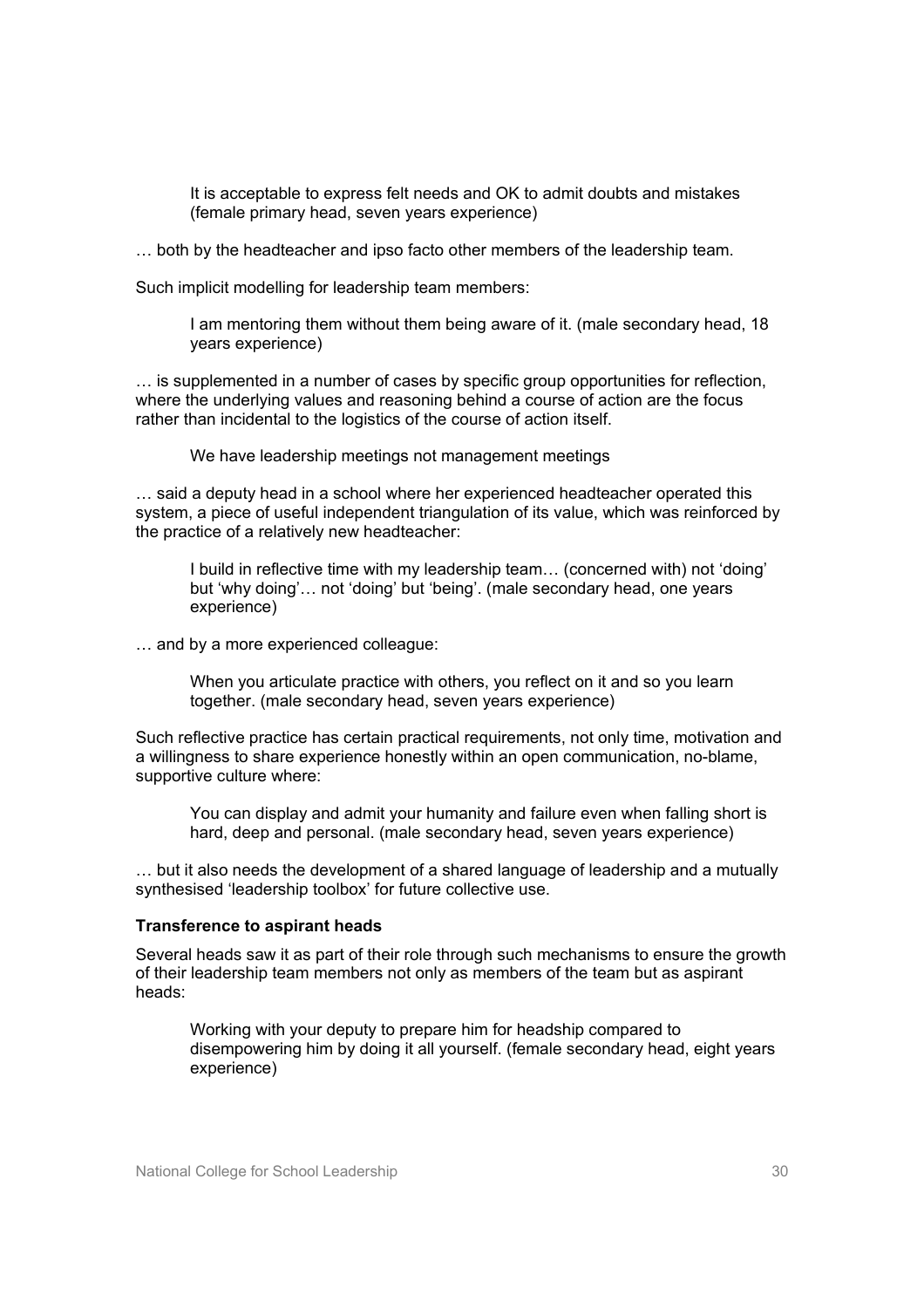> It is acceptable to express felt needs and OK to admit doubts and mistakes (female primary head, seven years experience)

… both by the headteacher and ipso facto other members of the leadership team.

Such implicit modelling for leadership team members:

> I am mentoring them without them being aware of it. (male secondary head, 18 years experience)

… is supplemented in a number of cases by specific group opportunities for reflection, where the underlying values and reasoning behind a course of action are the focus rather than incidental to the logistics of the course of action itself.

> We have leadership meetings not management meetings

… said a deputy head in a school where her experienced headteacher operated this system, a piece of useful independent triangulation of its value, which was reinforced by the practice of a relatively new headteacher:

> I build in reflective time with my leadership team… (concerned with) not 'doing' but 'why doing'… not 'doing' but 'being'. (male secondary head, one years experience)

… and by a more experienced colleague:

> When you articulate practice with others, you reflect on it and so you learn together. (male secondary head, seven years experience)

Such reflective practice has certain practical requirements, not only time, motivation and a willingness to share experience honestly within an open communication, no-blame, supportive culture where:

> You can display and admit your humanity and failure even when falling short is hard, deep and personal. (male secondary head, seven years experience)

… but it also needs the development of a shared language of leadership and a mutually synthesised 'leadership toolbox' for future collective use.

**Transference to aspirant heads**

Several heads saw it as part of their role through such mechanisms to ensure the growth of their leadership team members not only as members of the team but as aspirant heads:

> Working with your deputy to prepare him for headship compared to disempowering him by doing it all yourself. (female secondary head, eight years experience)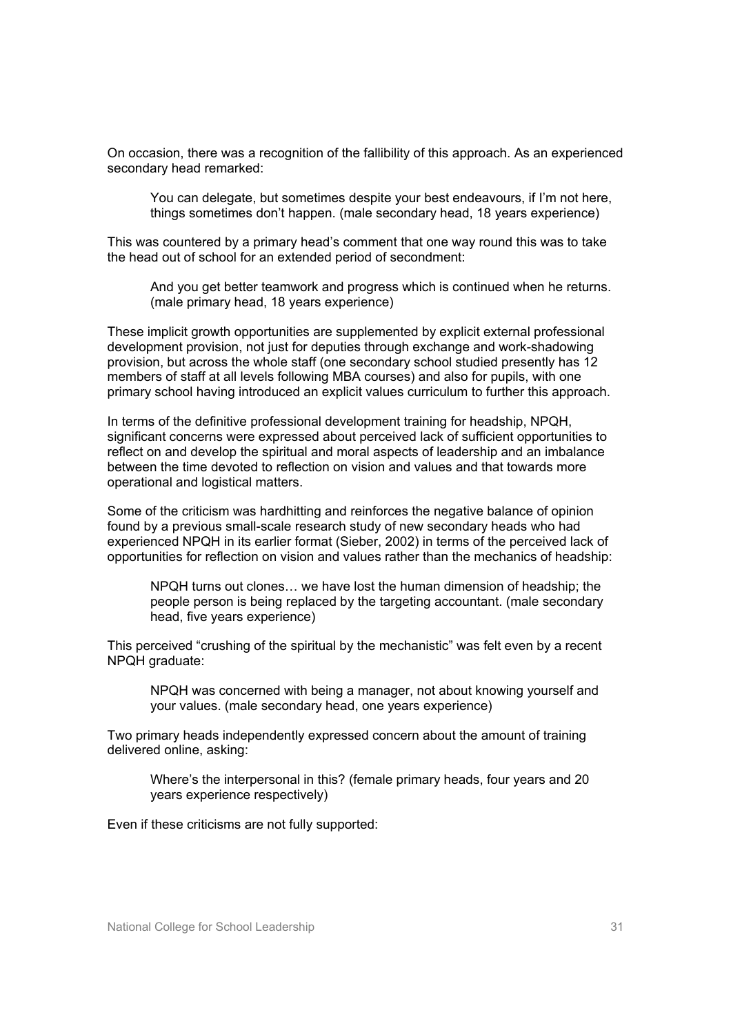On occasion, there was a recognition of the fallibility of this approach. As an experienced secondary head remarked:

> You can delegate, but sometimes despite your best endeavours, if I'm not here, things sometimes don't happen. (male secondary head, 18 years experience)

This was countered by a primary head's comment that one way round this was to take the head out of school for an extended period of secondment:

> And you get better teamwork and progress which is continued when he returns. (male primary head, 18 years experience)

These implicit growth opportunities are supplemented by explicit external professional development provision, not just for deputies through exchange and work-shadowing provision, but across the whole staff (one secondary school studied presently has 12 members of staff at all levels following MBA courses) and also for pupils, with one primary school having introduced an explicit values curriculum to further this approach.

In terms of the definitive professional development training for headship, NPQH, significant concerns were expressed about perceived lack of sufficient opportunities to reflect on and develop the spiritual and moral aspects of leadership and an imbalance between the time devoted to reflection on vision and values and that towards more operational and logistical matters.

Some of the criticism was hardhitting and reinforces the negative balance of opinion found by a previous small-scale research study of new secondary heads who had experienced NPQH in its earlier format (Sieber, 2002) in terms of the perceived lack of opportunities for reflection on vision and values rather than the mechanics of headship:

> NPQH turns out clones… we have lost the human dimension of headship; the people person is being replaced by the targeting accountant. (male secondary head, five years experience)

This perceived "crushing of the spiritual by the mechanistic" was felt even by a recent NPQH graduate:

> NPQH was concerned with being a manager, not about knowing yourself and your values. (male secondary head, one years experience)

Two primary heads independently expressed concern about the amount of training delivered online, asking:

> Where's the interpersonal in this? (female primary heads, four years and 20 years experience respectively)

Even if these criticisms are not fully supported: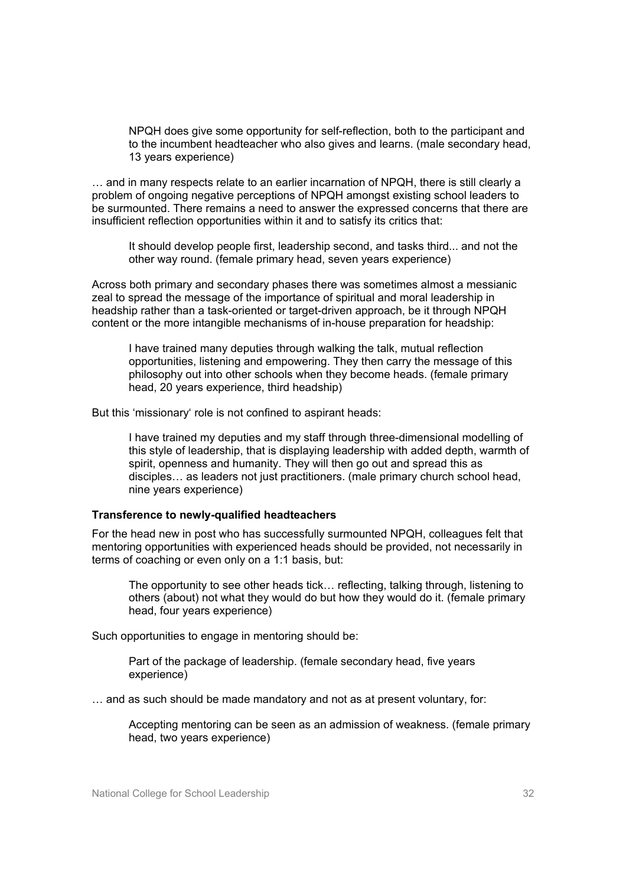> NPQH does give some opportunity for self-reflection, both to the participant and to the incumbent headteacher who also gives and learns. (male secondary head, 13 years experience)

… and in many respects relate to an earlier incarnation of NPQH, there is still clearly a problem of ongoing negative perceptions of NPQH amongst existing school leaders to be surmounted. There remains a need to answer the expressed concerns that there are insufficient reflection opportunities within it and to satisfy its critics that:

> It should develop people first, leadership second, and tasks third... and not the other way round. (female primary head, seven years experience)

Across both primary and secondary phases there was sometimes almost a messianic zeal to spread the message of the importance of spiritual and moral leadership in headship rather than a task-oriented or target-driven approach, be it through NPQH content or the more intangible mechanisms of in-house preparation for headship:

> I have trained many deputies through walking the talk, mutual reflection opportunities, listening and empowering. They then carry the message of this philosophy out into other schools when they become heads. (female primary head, 20 years experience, third headship)

But this 'missionary' role is not confined to aspirant heads:

> I have trained my deputies and my staff through three-dimensional modelling of this style of leadership, that is displaying leadership with added depth, warmth of spirit, openness and humanity. They will then go out and spread this as disciples… as leaders not just practitioners. (male primary church school head, nine years experience)

**Transference to newly-qualified headteachers**

For the head new in post who has successfully surmounted NPQH, colleagues felt that mentoring opportunities with experienced heads should be provided, not necessarily in terms of coaching or even only on a 1:1 basis, but:

> The opportunity to see other heads tick… reflecting, talking through, listening to others (about) not what they would do but how they would do it. (female primary head, four years experience)

Such opportunities to engage in mentoring should be:

> Part of the package of leadership. (female secondary head, five years experience)

… and as such should be made mandatory and not as at present voluntary, for:

> Accepting mentoring can be seen as an admission of weakness. (female primary head, two years experience)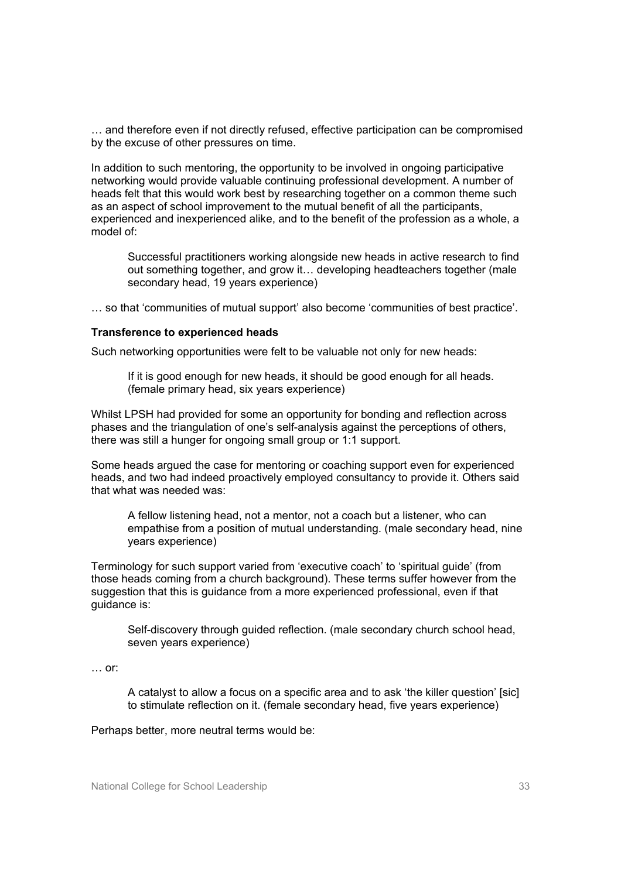… and therefore even if not directly refused, effective participation can be compromised by the excuse of other pressures on time.

In addition to such mentoring, the opportunity to be involved in ongoing participative networking would provide valuable continuing professional development. A number of heads felt that this would work best by researching together on a common theme such as an aspect of school improvement to the mutual benefit of all the participants, experienced and inexperienced alike, and to the benefit of the profession as a whole, a model of:

> Successful practitioners working alongside new heads in active research to find out something together, and grow it… developing headteachers together (male secondary head, 19 years experience)

… so that 'communities of mutual support' also become 'communities of best practice'.

**Transference to experienced heads**

Such networking opportunities were felt to be valuable not only for new heads:

> If it is good enough for new heads, it should be good enough for all heads. (female primary head, six years experience)

Whilst LPSH had provided for some an opportunity for bonding and reflection across phases and the triangulation of one's self-analysis against the perceptions of others, there was still a hunger for ongoing small group or 1:1 support.

Some heads argued the case for mentoring or coaching support even for experienced heads, and two had indeed proactively employed consultancy to provide it. Others said that what was needed was:

> A fellow listening head, not a mentor, not a coach but a listener, who can empathise from a position of mutual understanding. (male secondary head, nine years experience)

Terminology for such support varied from 'executive coach' to 'spiritual guide' (from those heads coming from a church background). These terms suffer however from the suggestion that this is guidance from a more experienced professional, even if that guidance is:

> Self-discovery through guided reflection. (male secondary church school head, seven years experience)

… or:

> A catalyst to allow a focus on a specific area and to ask 'the killer question' [sic] to stimulate reflection on it. (female secondary head, five years experience)

Perhaps better, more neutral terms would be: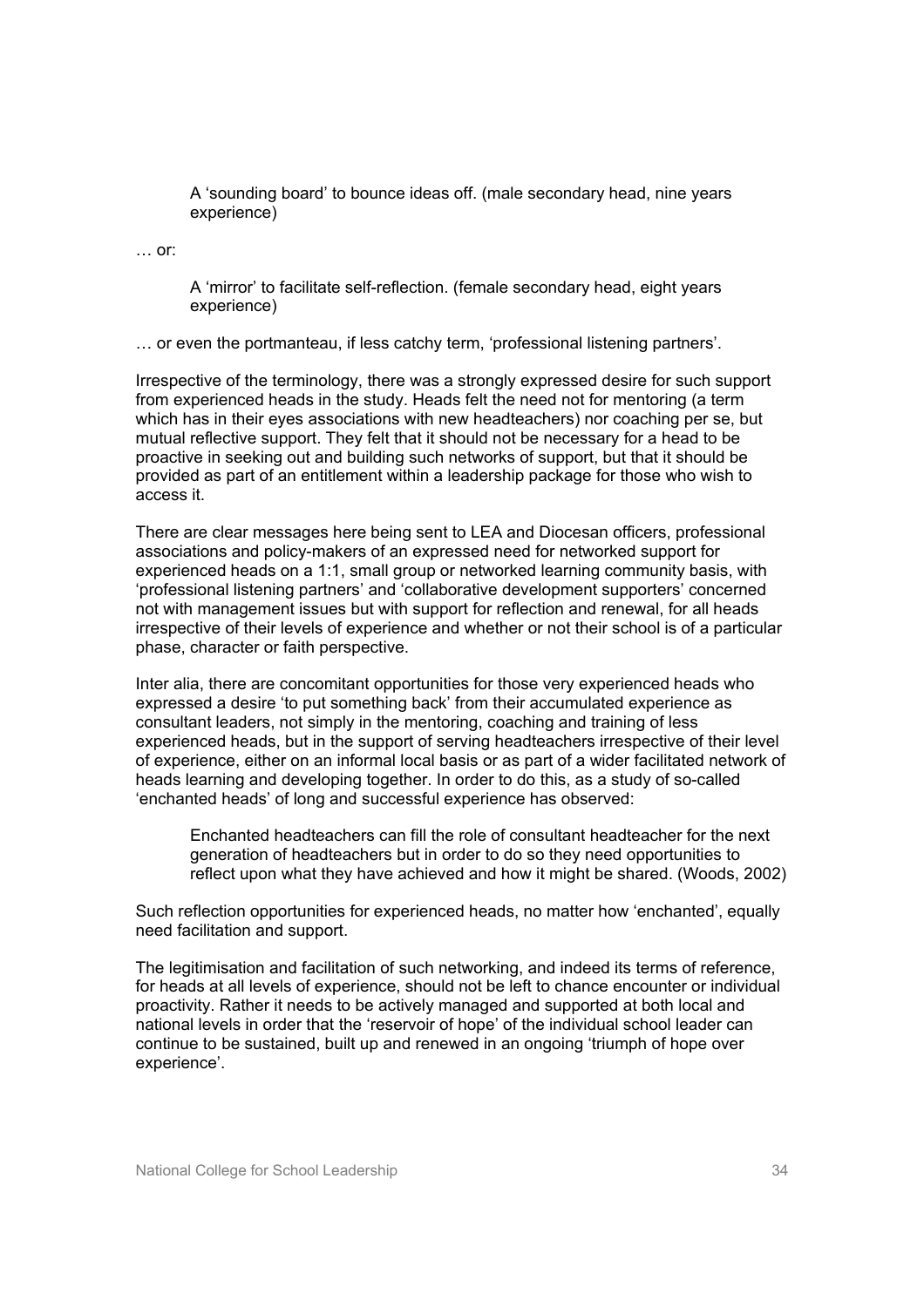> A 'sounding board' to bounce ideas off. (male secondary head, nine years experience)

… or:

> A 'mirror' to facilitate self-reflection. (female secondary head, eight years experience)

… or even the portmanteau, if less catchy term, 'professional listening partners'.

Irrespective of the terminology, there was a strongly expressed desire for such support from experienced heads in the study. Heads felt the need not for mentoring (a term which has in their eyes associations with new headteachers) nor coaching per se, but mutual reflective support. They felt that it should not be necessary for a head to be proactive in seeking out and building such networks of support, but that it should be provided as part of an entitlement within a leadership package for those who wish to access it.

There are clear messages here being sent to LEA and Diocesan officers, professional associations and policy-makers of an expressed need for networked support for experienced heads on a 1:1, small group or networked learning community basis, with 'professional listening partners' and 'collaborative development supporters' concerned not with management issues but with support for reflection and renewal, for all heads irrespective of their levels of experience and whether or not their school is of a particular phase, character or faith perspective.

Inter alia, there are concomitant opportunities for those very experienced heads who expressed a desire 'to put something back' from their accumulated experience as consultant leaders, not simply in the mentoring, coaching and training of less experienced heads, but in the support of serving headteachers irrespective of their level of experience, either on an informal local basis or as part of a wider facilitated network of heads learning and developing together. In order to do this, as a study of so-called 'enchanted heads' of long and successful experience has observed:

> Enchanted headteachers can fill the role of consultant headteacher for the next generation of headteachers but in order to do so they need opportunities to reflect upon what they have achieved and how it might be shared. (Woods, 2002)

Such reflection opportunities for experienced heads, no matter how 'enchanted', equally need facilitation and support.

The legitimisation and facilitation of such networking, and indeed its terms of reference, for heads at all levels of experience, should not be left to chance encounter or individual proactivity. Rather it needs to be actively managed and supported at both local and national levels in order that the 'reservoir of hope' of the individual school leader can continue to be sustained, built up and renewed in an ongoing 'triumph of hope over experience'.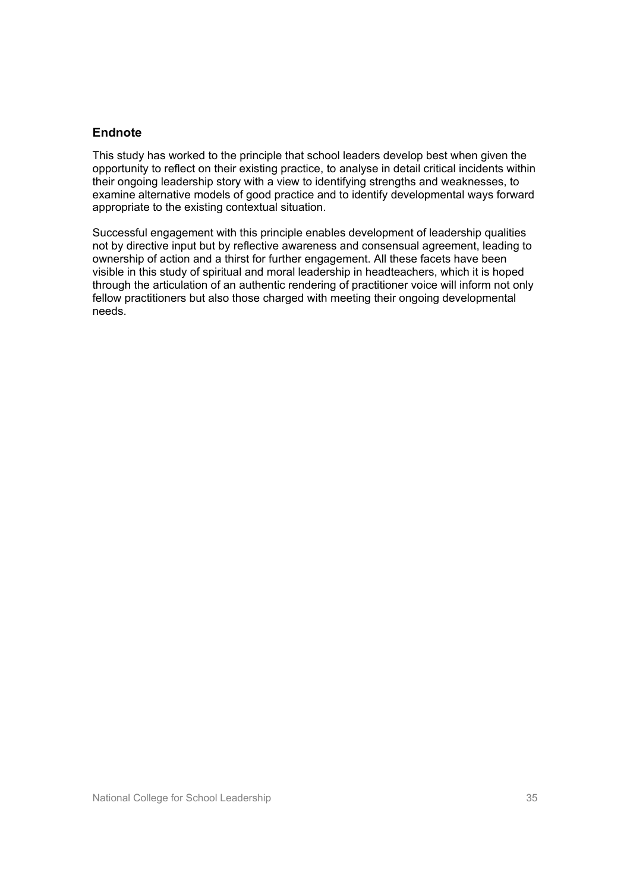## Endnote

This study has worked to the principle that school leaders develop best when given the opportunity to reflect on their existing practice, to analyse in detail critical incidents within their ongoing leadership story with a view to identifying strengths and weaknesses, to examine alternative models of good practice and to identify developmental ways forward appropriate to the existing contextual situation.

Successful engagement with this principle enables development of leadership qualities not by directive input but by reflective awareness and consensual agreement, leading to ownership of action and a thirst for further engagement. All these facets have been visible in this study of spiritual and moral leadership in headteachers, which it is hoped through the articulation of an authentic rendering of practitioner voice will inform not only fellow practitioners but also those charged with meeting their ongoing developmental needs.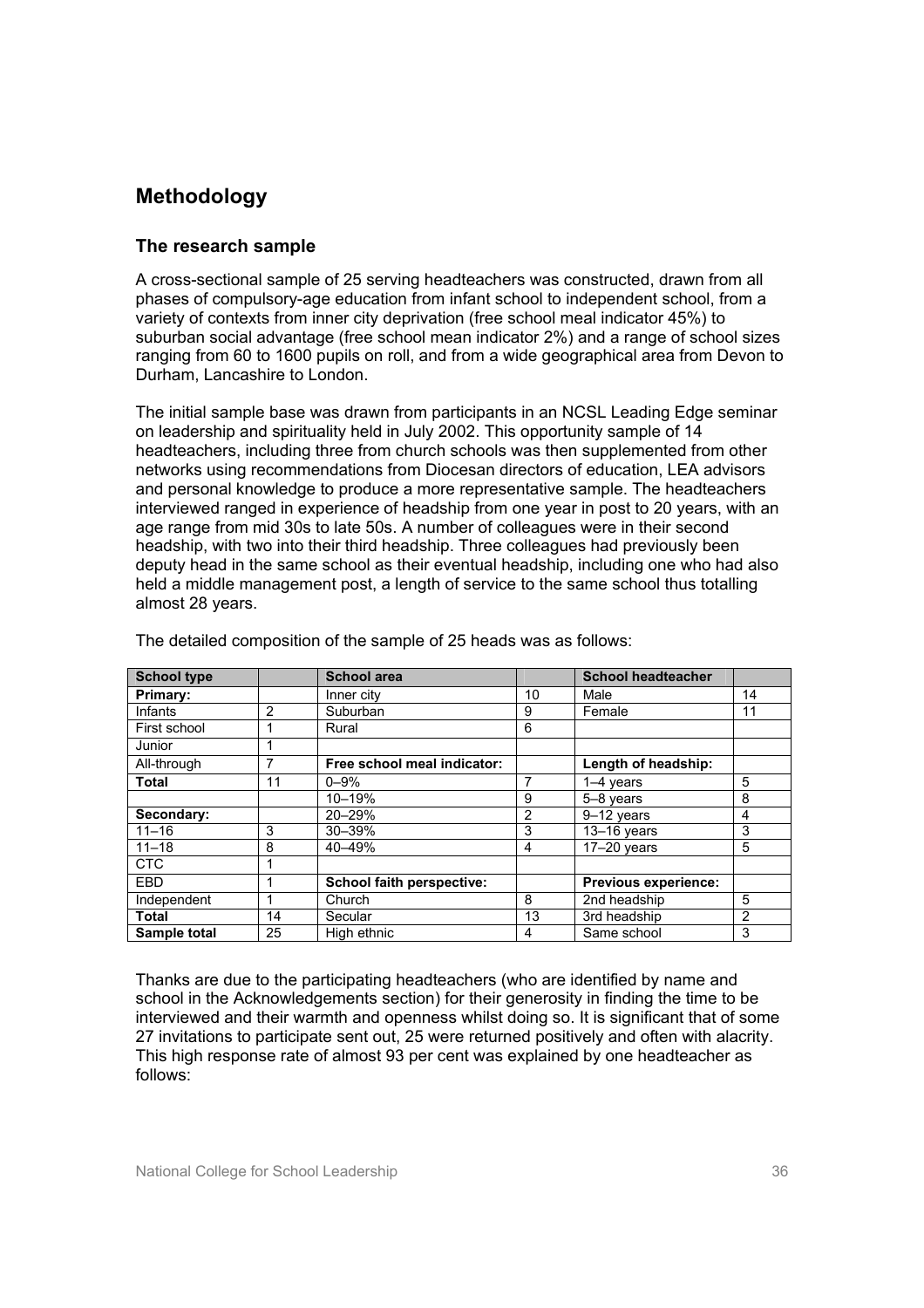## Methodology

### The research sample

A cross-sectional sample of 25 serving headteachers was constructed, drawn from all phases of compulsory-age education from infant school to independent school, from a variety of contexts from inner city deprivation (free school meal indicator 45%) to suburban social advantage (free school mean indicator 2%) and a range of school sizes ranging from 60 to 1600 pupils on roll, and from a wide geographical area from Devon to Durham, Lancashire to London.

The initial sample base was drawn from participants in an NCSL Leading Edge seminar on leadership and spirituality held in July 2002. This opportunity sample of 14 headteachers, including three from church schools was then supplemented from other networks using recommendations from Diocesan directors of education, LEA advisors and personal knowledge to produce a more representative sample. The headteachers interviewed ranged in experience of headship from one year in post to 20 years, with an age range from mid 30s to late 50s. A number of colleagues were in their second headship, with two into their third headship. Three colleagues had previously been deputy head in the same school as their eventual headship, including one who had also held a middle management post, a length of service to the same school thus totalling almost 28 years.

The detailed composition of the sample of 25 heads was as follows:

| School type | | School area | | School headteacher | |
|---|---|---|---|---|---|
| **Primary:** | | Inner city | 10 | Male | 14 |
| Infants | 2 | Suburban | 9 | Female | 11 |
| First school | 1 | Rural | 6 | | |
| Junior | 1 | | | | |
| All-through | 7 | **Free school meal indicator:** | | **Length of headship:** | |
| **Total** | 11 | 0–9% | 7 | 1–4 years | 5 |
| | | 10–19% | 9 | 5–8 years | 8 |
| **Secondary:** | | 20–29% | 2 | 9–12 years | 4 |
| 11–16 | 3 | 30–39% | 3 | 13–16 years | 3 |
| 11–18 | 8 | 40–49% | 4 | 17–20 years | 5 |
| CTC | 1 | | | | |
| EBD | 1 | **School faith perspective:** | | **Previous experience:** | |
| Independent | 1 | Church | 8 | 2nd headship | 5 |
| **Total** | 14 | Secular | 13 | 3rd headship | 2 |
| **Sample total** | 25 | High ethnic | 4 | Same school | 3 |

Thanks are due to the participating headteachers (who are identified by name and school in the Acknowledgements section) for their generosity in finding the time to be interviewed and their warmth and openness whilst doing so. It is significant that of some 27 invitations to participate sent out, 25 were returned positively and often with alacrity. This high response rate of almost 93 per cent was explained by one headteacher as follows: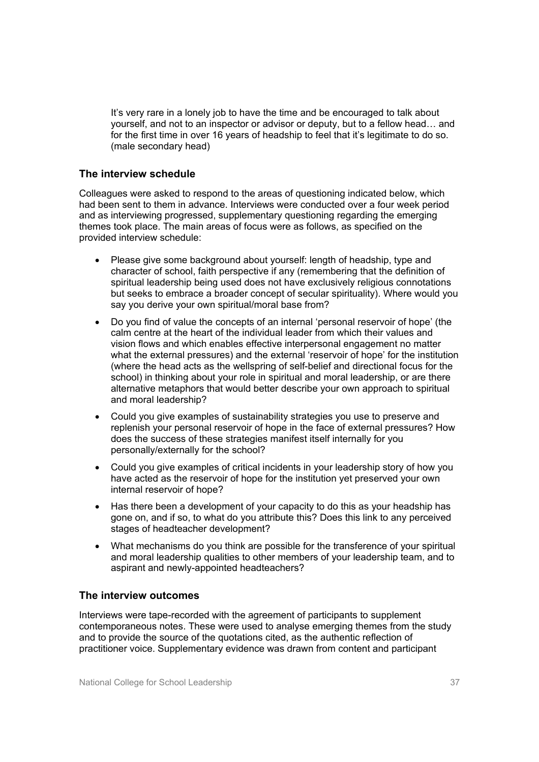> It's very rare in a lonely job to have the time and be encouraged to talk about yourself, and not to an inspector or advisor or deputy, but to a fellow head… and for the first time in over 16 years of headship to feel that it's legitimate to do so. (male secondary head)

### The interview schedule

Colleagues were asked to respond to the areas of questioning indicated below, which had been sent to them in advance. Interviews were conducted over a four week period and as interviewing progressed, supplementary questioning regarding the emerging themes took place. The main areas of focus were as follows, as specified on the provided interview schedule:

- Please give some background about yourself: length of headship, type and character of school, faith perspective if any (remembering that the definition of spiritual leadership being used does not have exclusively religious connotations but seeks to embrace a broader concept of secular spirituality). Where would you say you derive your own spiritual/moral base from?
- Do you find of value the concepts of an internal 'personal reservoir of hope' (the calm centre at the heart of the individual leader from which their values and vision flows and which enables effective interpersonal engagement no matter what the external pressures) and the external 'reservoir of hope' for the institution (where the head acts as the wellspring of self-belief and directional focus for the school) in thinking about your role in spiritual and moral leadership, or are there alternative metaphors that would better describe your own approach to spiritual and moral leadership?
- Could you give examples of sustainability strategies you use to preserve and replenish your personal reservoir of hope in the face of external pressures? How does the success of these strategies manifest itself internally for you personally/externally for the school?
- Could you give examples of critical incidents in your leadership story of how you have acted as the reservoir of hope for the institution yet preserved your own internal reservoir of hope?
- Has there been a development of your capacity to do this as your headship has gone on, and if so, to what do you attribute this? Does this link to any perceived stages of headteacher development?
- What mechanisms do you think are possible for the transference of your spiritual and moral leadership qualities to other members of your leadership team, and to aspirant and newly-appointed headteachers?

### The interview outcomes

Interviews were tape-recorded with the agreement of participants to supplement contemporaneous notes. These were used to analyse emerging themes from the study and to provide the source of the quotations cited, as the authentic reflection of practitioner voice. Supplementary evidence was drawn from content and participant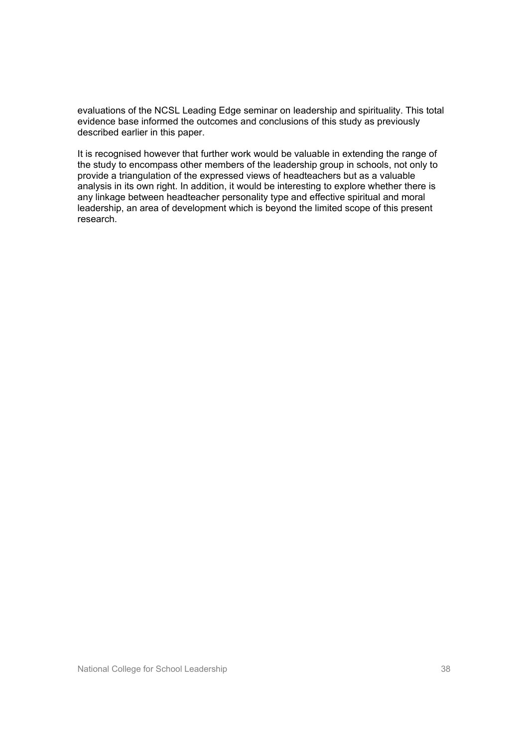evaluations of the NCSL Leading Edge seminar on leadership and spirituality. This total evidence base informed the outcomes and conclusions of this study as previously described earlier in this paper.

It is recognised however that further work would be valuable in extending the range of the study to encompass other members of the leadership group in schools, not only to provide a triangulation of the expressed views of headteachers but as a valuable analysis in its own right. In addition, it would be interesting to explore whether there is any linkage between headteacher personality type and effective spiritual and moral leadership, an area of development which is beyond the limited scope of this present research.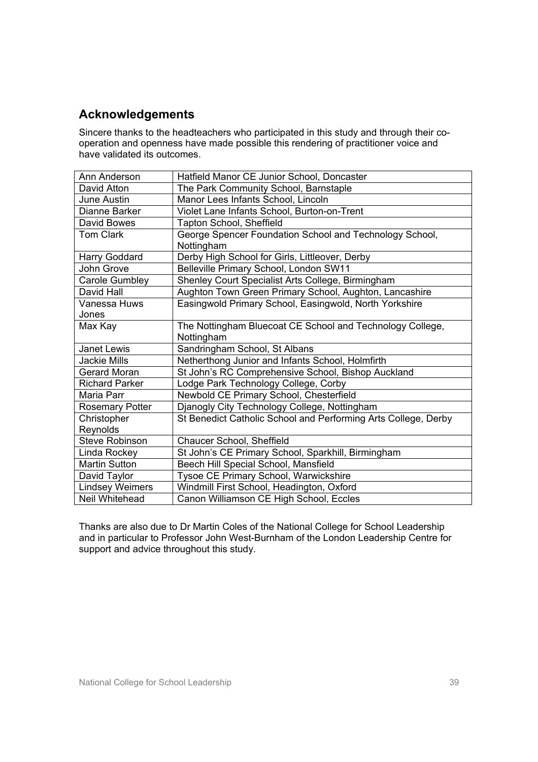## Acknowledgements

Sincere thanks to the headteachers who participated in this study and through their co-operation and openness have made possible this rendering of practitioner voice and have validated its outcomes.

| | |
|---|---|
| Ann Anderson | Hatfield Manor CE Junior School, Doncaster |
| David Atton | The Park Community School, Barnstaple |
| June Austin | Manor Lees Infants School, Lincoln |
| Dianne Barker | Violet Lane Infants School, Burton-on-Trent |
| David Bowes | Tapton School, Sheffield |
| Tom Clark | George Spencer Foundation School and Technology School, Nottingham |
| Harry Goddard | Derby High School for Girls, Littleover, Derby |
| John Grove | Belleville Primary School, London SW11 |
| Carole Gumbley | Shenley Court Specialist Arts College, Birmingham |
| David Hall | Aughton Town Green Primary School, Aughton, Lancashire |
| Vanessa Huws Jones | Easingwold Primary School, Easingwold, North Yorkshire |
| Max Kay | The Nottingham Bluecoat CE School and Technology College, Nottingham |
| Janet Lewis | Sandringham School, St Albans |
| Jackie Mills | Netherthong Junior and Infants School, Holmfirth |
| Gerard Moran | St John's RC Comprehensive School, Bishop Auckland |
| Richard Parker | Lodge Park Technology College, Corby |
| Maria Parr | Newbold CE Primary School, Chesterfield |
| Rosemary Potter | Djanogly City Technology College, Nottingham |
| Christopher Reynolds | St Benedict Catholic School and Performing Arts College, Derby |
| Steve Robinson | Chaucer School, Sheffield |
| Linda Rockey | St John's CE Primary School, Sparkhill, Birmingham |
| Martin Sutton | Beech Hill Special School, Mansfield |
| David Taylor | Tysoe CE Primary School, Warwickshire |
| Lindsey Weimers | Windmill First School, Headington, Oxford |
| Neil Whitehead | Canon Williamson CE High School, Eccles |

Thanks are also due to Dr Martin Coles of the National College for School Leadership and in particular to Professor John West-Burnham of the London Leadership Centre for support and advice throughout this study.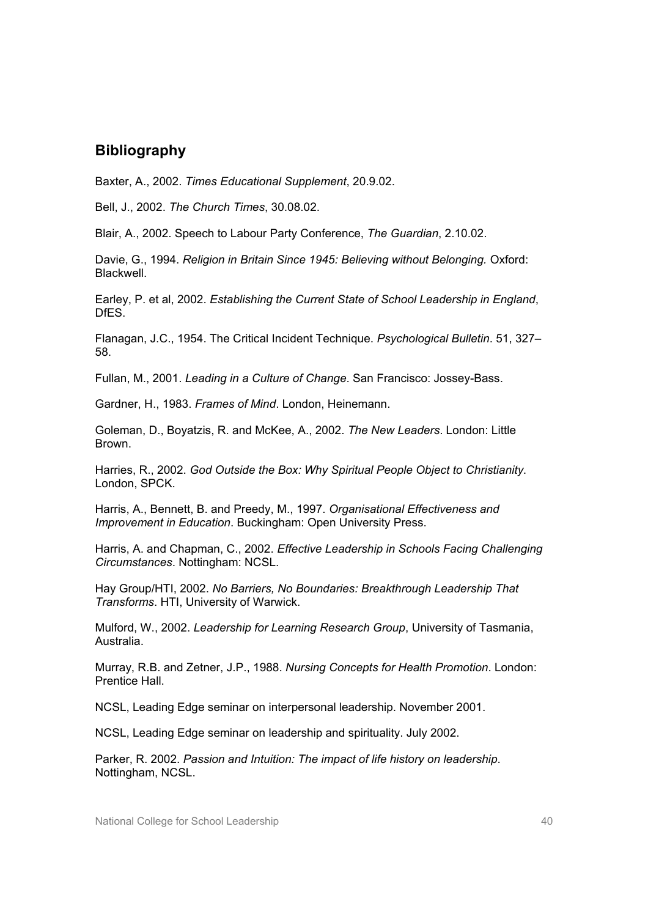## Bibliography

Baxter, A., 2002. *Times Educational Supplement*, 20.9.02.

Bell, J., 2002. *The Church Times*, 30.08.02.

Blair, A., 2002. Speech to Labour Party Conference, *The Guardian*, 2.10.02.

Davie, G., 1994. *Religion in Britain Since 1945: Believing without Belonging.* Oxford: Blackwell.

Earley, P. et al, 2002. *Establishing the Current State of School Leadership in England*, DfES.

Flanagan, J.C., 1954. The Critical Incident Technique. *Psychological Bulletin*. 51, 327–58.

Fullan, M., 2001. *Leading in a Culture of Change*. San Francisco: Jossey-Bass.

Gardner, H., 1983. *Frames of Mind*. London, Heinemann.

Goleman, D., Boyatzis, R. and McKee, A., 2002. *The New Leaders*. London: Little Brown.

Harries, R., 2002. *God Outside the Box: Why Spiritual People Object to Christianity*. London, SPCK.

Harris, A., Bennett, B. and Preedy, M., 1997. *Organisational Effectiveness and Improvement in Education*. Buckingham: Open University Press.

Harris, A. and Chapman, C., 2002. *Effective Leadership in Schools Facing Challenging Circumstances*. Nottingham: NCSL.

Hay Group/HTI, 2002. *No Barriers, No Boundaries: Breakthrough Leadership That Transforms*. HTI, University of Warwick.

Mulford, W., 2002. *Leadership for Learning Research Group*, University of Tasmania, Australia.

Murray, R.B. and Zetner, J.P., 1988. *Nursing Concepts for Health Promotion*. London: Prentice Hall.

NCSL, Leading Edge seminar on interpersonal leadership. November 2001.

NCSL, Leading Edge seminar on leadership and spirituality. July 2002.

Parker, R. 2002. *Passion and Intuition: The impact of life history on leadership*. Nottingham, NCSL.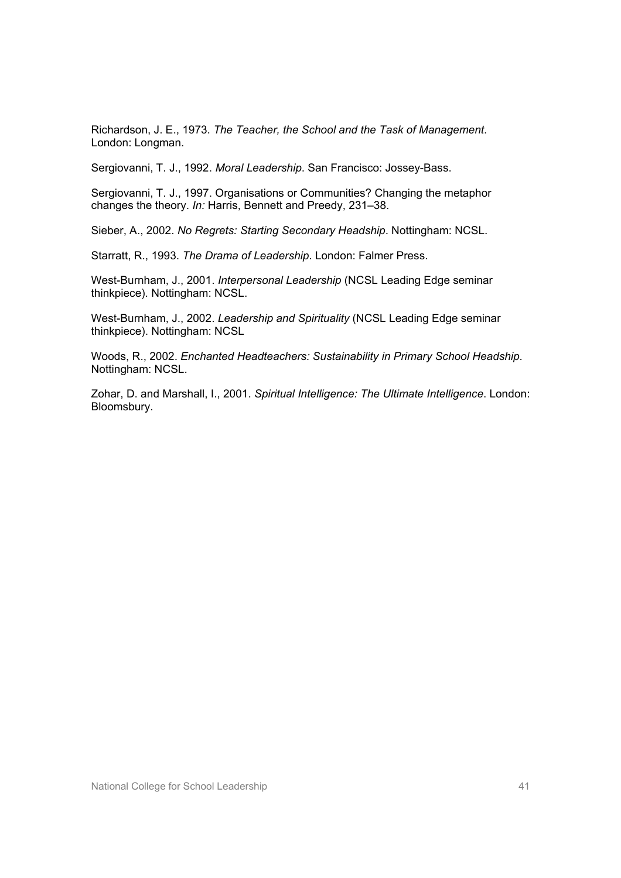Richardson, J. E., 1973. *The Teacher, the School and the Task of Management*. London: Longman.

Sergiovanni, T. J., 1992. *Moral Leadership*. San Francisco: Jossey-Bass.

Sergiovanni, T. J., 1997. Organisations or Communities? Changing the metaphor changes the theory. *In:* Harris, Bennett and Preedy, 231–38.

Sieber, A., 2002. *No Regrets: Starting Secondary Headship*. Nottingham: NCSL.

Starratt, R., 1993. *The Drama of Leadership*. London: Falmer Press.

West-Burnham, J., 2001. *Interpersonal Leadership* (NCSL Leading Edge seminar thinkpiece). Nottingham: NCSL.

West-Burnham, J., 2002. *Leadership and Spirituality* (NCSL Leading Edge seminar thinkpiece). Nottingham: NCSL

Woods, R., 2002. *Enchanted Headteachers: Sustainability in Primary School Headship*. Nottingham: NCSL.

Zohar, D. and Marshall, I., 2001. *Spiritual Intelligence: The Ultimate Intelligence*. London: Bloomsbury.